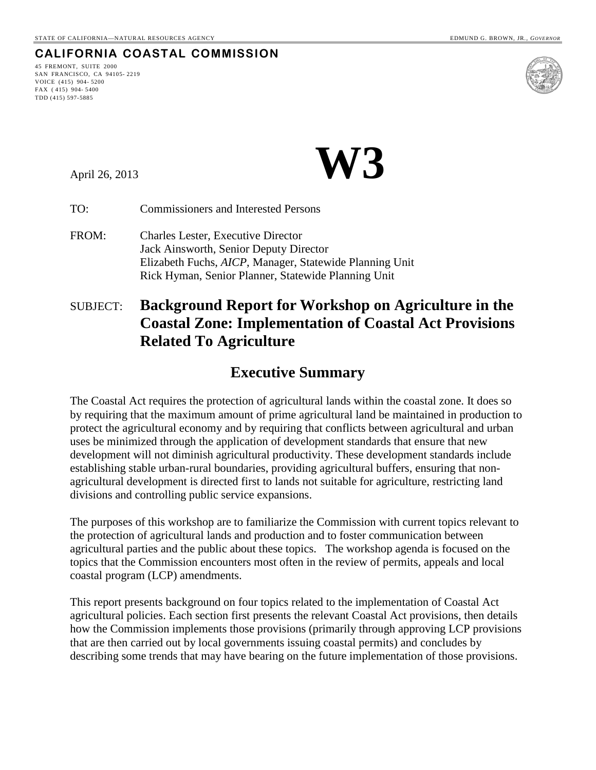STATE OF CALIFORNIA—NATURAL RESOURCES AGENCY EDMUND G. BROWN, JR., *GOVERNOR*

**CALIFORNIA COASTAL COMMISSION**

45 FREMONT, SUITE 2000
SAN FRANCISCO, CA 94105-2219
VOICE (415) 904-5200
FAX (415) 904-5400
TDD (415) 597-5885

April 26, 2013

# W3

TO: Commissioners and Interested Persons

FROM: Charles Lester, Executive Director
Jack Ainsworth, Senior Deputy Director
Elizabeth Fuchs, *AICP*, Manager, Statewide Planning Unit
Rick Hyman, Senior Planner, Statewide Planning Unit

SUBJECT: **Background Report for Workshop on Agriculture in the Coastal Zone: Implementation of Coastal Act Provisions Related To Agriculture**

## Executive Summary

The Coastal Act requires the protection of agricultural lands within the coastal zone. It does so by requiring that the maximum amount of prime agricultural land be maintained in production to protect the agricultural economy and by requiring that conflicts between agricultural and urban uses be minimized through the application of development standards that ensure that new development will not diminish agricultural productivity. These development standards include establishing stable urban-rural boundaries, providing agricultural buffers, ensuring that non-agricultural development is directed first to lands not suitable for agriculture, restricting land divisions and controlling public service expansions.

The purposes of this workshop are to familiarize the Commission with current topics relevant to the protection of agricultural lands and production and to foster communication between agricultural parties and the public about these topics. The workshop agenda is focused on the topics that the Commission encounters most often in the review of permits, appeals and local coastal program (LCP) amendments.

This report presents background on four topics related to the implementation of Coastal Act agricultural policies. Each section first presents the relevant Coastal Act provisions, then details how the Commission implements those provisions (primarily through approving LCP provisions that are then carried out by local governments issuing coastal permits) and concludes by describing some trends that may have bearing on the future implementation of those provisions.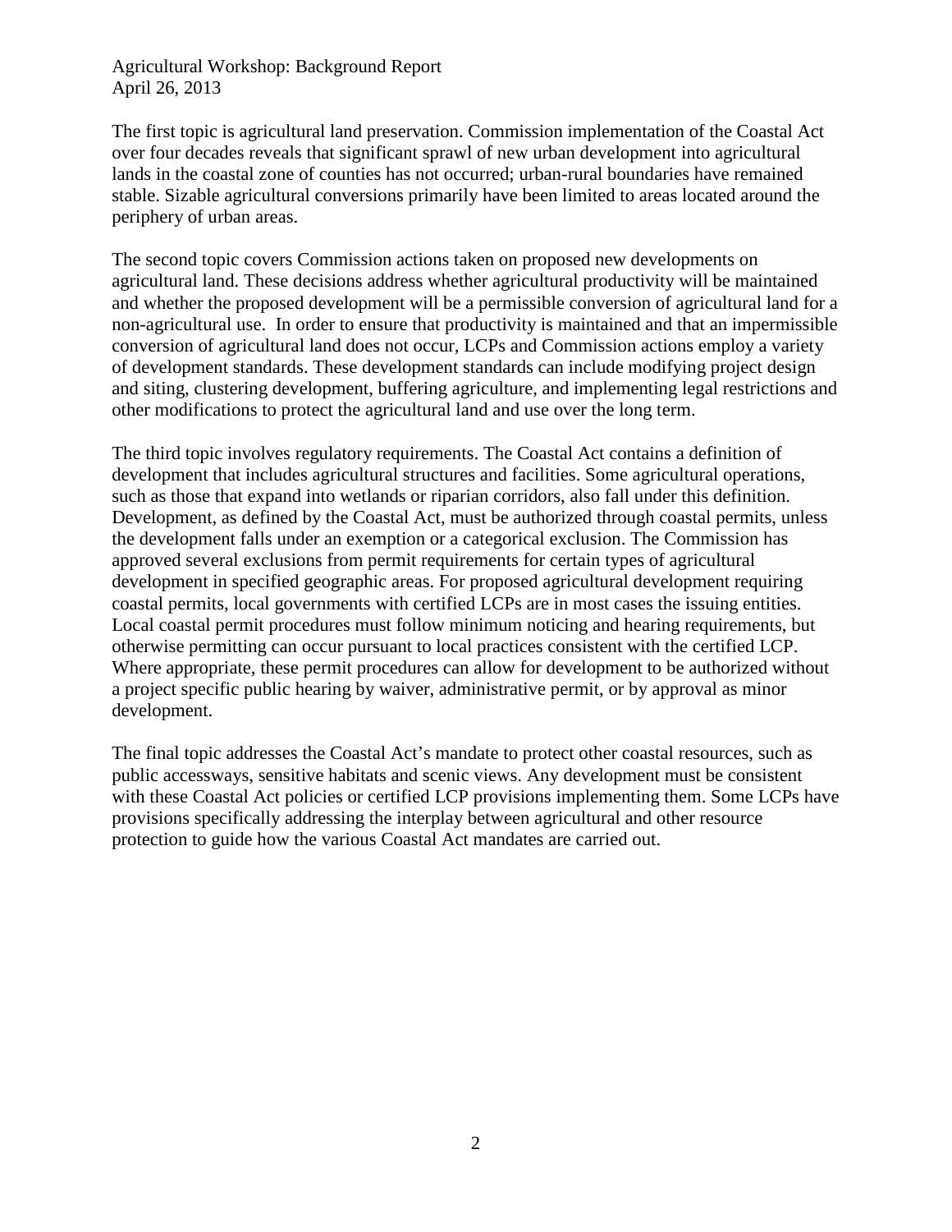The first topic is agricultural land preservation. Commission implementation of the Coastal Act over four decades reveals that significant sprawl of new urban development into agricultural lands in the coastal zone of counties has not occurred; urban-rural boundaries have remained stable. Sizable agricultural conversions primarily have been limited to areas located around the periphery of urban areas.

The second topic covers Commission actions taken on proposed new developments on agricultural land. These decisions address whether agricultural productivity will be maintained and whether the proposed development will be a permissible conversion of agricultural land for a non-agricultural use. In order to ensure that productivity is maintained and that an impermissible conversion of agricultural land does not occur, LCPs and Commission actions employ a variety of development standards. These development standards can include modifying project design and siting, clustering development, buffering agriculture, and implementing legal restrictions and other modifications to protect the agricultural land and use over the long term.

The third topic involves regulatory requirements. The Coastal Act contains a definition of development that includes agricultural structures and facilities. Some agricultural operations, such as those that expand into wetlands or riparian corridors, also fall under this definition. Development, as defined by the Coastal Act, must be authorized through coastal permits, unless the development falls under an exemption or a categorical exclusion. The Commission has approved several exclusions from permit requirements for certain types of agricultural development in specified geographic areas. For proposed agricultural development requiring coastal permits, local governments with certified LCPs are in most cases the issuing entities. Local coastal permit procedures must follow minimum noticing and hearing requirements, but otherwise permitting can occur pursuant to local practices consistent with the certified LCP. Where appropriate, these permit procedures can allow for development to be authorized without a project specific public hearing by waiver, administrative permit, or by approval as minor development.

The final topic addresses the Coastal Act's mandate to protect other coastal resources, such as public accessways, sensitive habitats and scenic views. Any development must be consistent with these Coastal Act policies or certified LCP provisions implementing them. Some LCPs have provisions specifically addressing the interplay between agricultural and other resource protection to guide how the various Coastal Act mandates are carried out.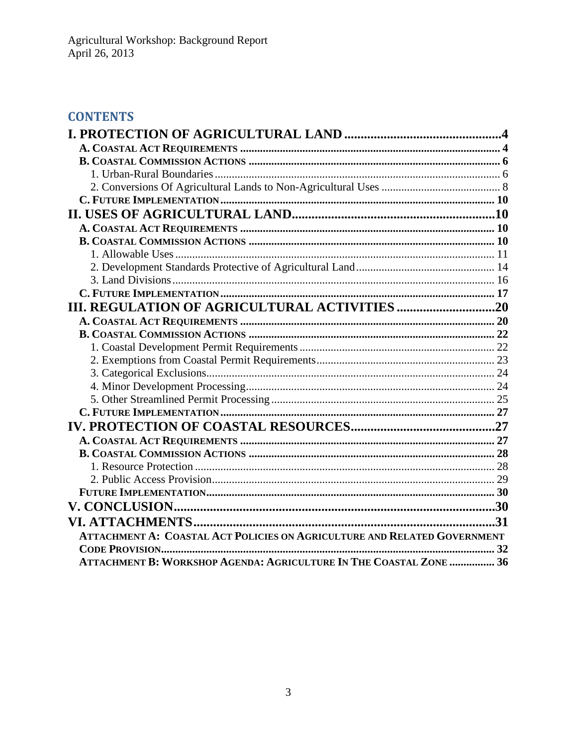## CONTENTS

**I. PROTECTION OF AGRICULTURAL LAND ............................................... 4**

- **A. Coastal Act Requirements ........................................................................ 4**
- **B. Coastal Commission Actions ..................................................................... 6**
  - 1. Urban-Rural Boundaries ............................................................................ 6
  - 2. Conversions Of Agricultural Lands to Non-Agricultural Uses .......................... 8
- **C. Future Implementation ............................................................................. 10**

**II. USES OF AGRICULTURAL LAND ............................................................ 10**

- **A. Coastal Act Requirements ........................................................................ 10**
- **B. Coastal Commission Actions ..................................................................... 10**
  - 1. Allowable Uses ......................................................................................... 11
  - 2. Development Standards Protective of Agricultural Land .............................. 14
  - 3. Land Divisions .......................................................................................... 16
- **C. Future Implementation ............................................................................. 17**

**III. REGULATION OF AGRICULTURAL ACTIVITIES ........................................ 20**

- **A. Coastal Act Requirements ........................................................................ 20**
- **B. Coastal Commission Actions ..................................................................... 22**
  - 1. Coastal Development Permit Requirements ................................................. 22
  - 2. Exemptions from Coastal Permit Requirements ........................................... 23
  - 3. Categorical Exclusions ............................................................................... 24
  - 4. Minor Development Processing .................................................................. 24
  - 5. Other Streamlined Permit Processing .......................................................... 25
- **C. Future Implementation ............................................................................. 27**

**IV. PROTECTION OF COASTAL RESOURCES ................................................. 27**

- **A. Coastal Act Requirements ........................................................................ 27**
- **B. Coastal Commission Actions ..................................................................... 28**
  - 1. Resource Protection .................................................................................. 28
  - 2. Public Access Provision ............................................................................. 29
- **Future Implementation .................................................................................. 30**

**V. CONCLUSION .......................................................................................... 30**

**VI. ATTACHMENTS ....................................................................................... 31**

- **Attachment A: Coastal Act Policies on Agriculture and Related Government Code Provision ......................................................................................................... 32**
- **Attachment B: Workshop Agenda: Agriculture In The Coastal Zone ................ 36**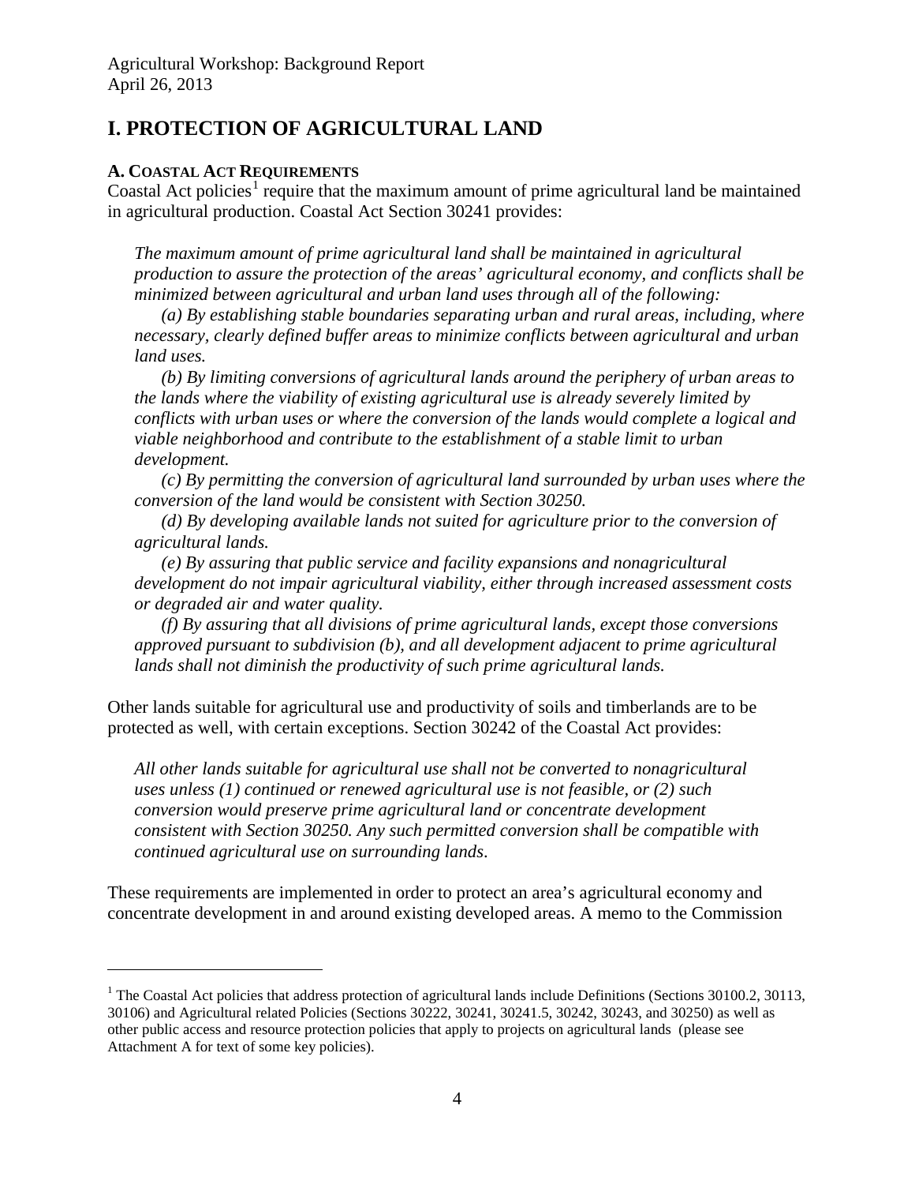# I. PROTECTION OF AGRICULTURAL LAND

### A. Coastal Act Requirements

Coastal Act policies[1] require that the maximum amount of prime agricultural land be maintained in agricultural production. Coastal Act Section 30241 provides:

> *The maximum amount of prime agricultural land shall be maintained in agricultural production to assure the protection of the areas' agricultural economy, and conflicts shall be minimized between agricultural and urban land uses through all of the following:*
>
> *(a) By establishing stable boundaries separating urban and rural areas, including, where necessary, clearly defined buffer areas to minimize conflicts between agricultural and urban land uses.*
>
> *(b) By limiting conversions of agricultural lands around the periphery of urban areas to the lands where the viability of existing agricultural use is already severely limited by conflicts with urban uses or where the conversion of the lands would complete a logical and viable neighborhood and contribute to the establishment of a stable limit to urban development.*
>
> *(c) By permitting the conversion of agricultural land surrounded by urban uses where the conversion of the land would be consistent with Section 30250.*
>
> *(d) By developing available lands not suited for agriculture prior to the conversion of agricultural lands.*
>
> *(e) By assuring that public service and facility expansions and nonagricultural development do not impair agricultural viability, either through increased assessment costs or degraded air and water quality.*
>
> *(f) By assuring that all divisions of prime agricultural lands, except those conversions approved pursuant to subdivision (b), and all development adjacent to prime agricultural lands shall not diminish the productivity of such prime agricultural lands.*

Other lands suitable for agricultural use and productivity of soils and timberlands are to be protected as well, with certain exceptions. Section 30242 of the Coastal Act provides:

> *All other lands suitable for agricultural use shall not be converted to nonagricultural uses unless (1) continued or renewed agricultural use is not feasible, or (2) such conversion would preserve prime agricultural land or concentrate development consistent with Section 30250. Any such permitted conversion shall be compatible with continued agricultural use on surrounding lands.*

These requirements are implemented in order to protect an area's agricultural economy and concentrate development in and around existing developed areas. A memo to the Commission

---

[1] The Coastal Act policies that address protection of agricultural lands include Definitions (Sections 30100.2, 30113, 30106) and Agricultural related Policies (Sections 30222, 30241, 30241.5, 30242, 30243, and 30250) as well as other public access and resource protection policies that apply to projects on agricultural lands (please see Attachment A for text of some key policies).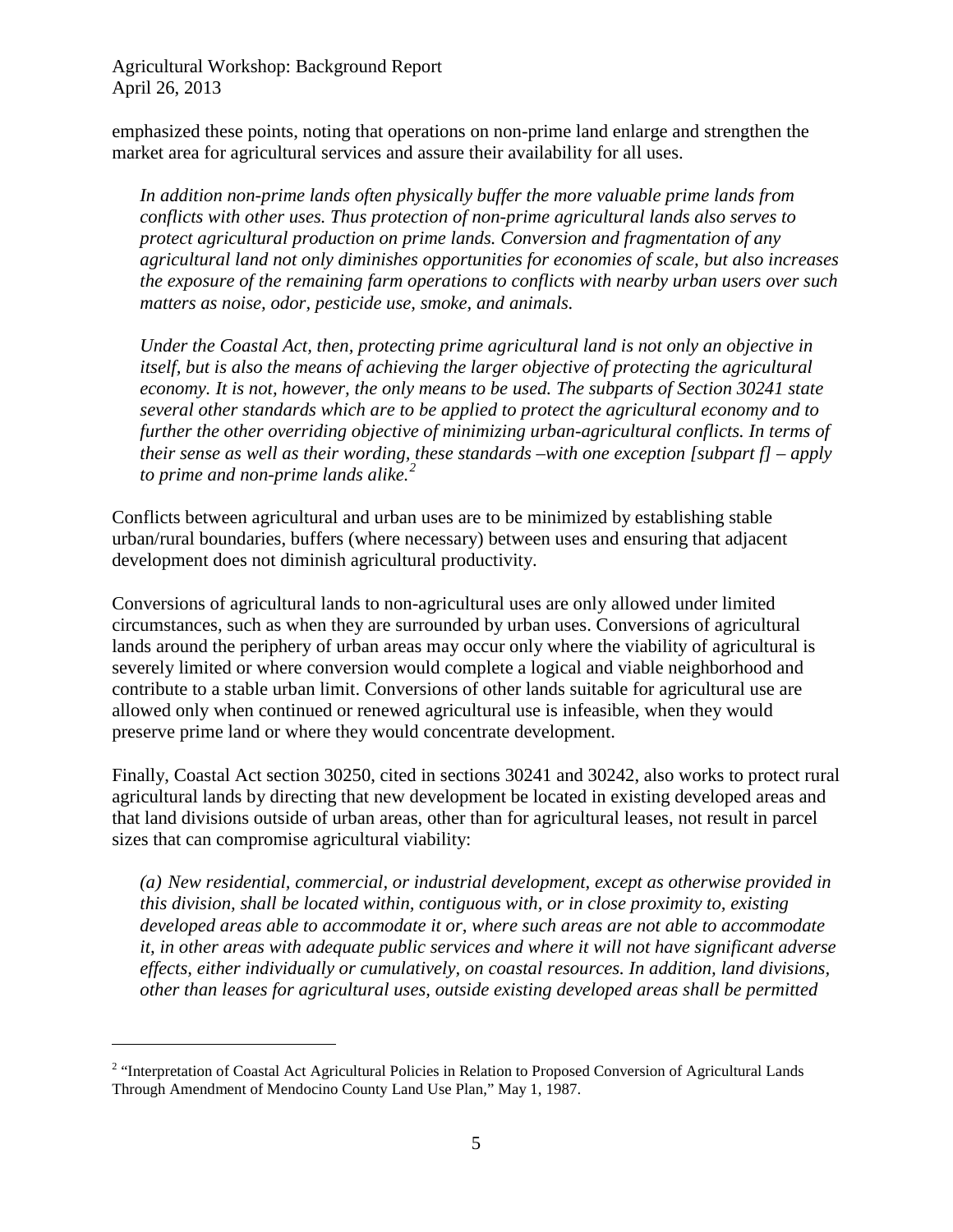emphasized these points, noting that operations on non-prime land enlarge and strengthen the market area for agricultural services and assure their availability for all uses.

> *In addition non-prime lands often physically buffer the more valuable prime lands from conflicts with other uses. Thus protection of non-prime agricultural lands also serves to protect agricultural production on prime lands. Conversion and fragmentation of any agricultural land not only diminishes opportunities for economies of scale, but also increases the exposure of the remaining farm operations to conflicts with nearby urban users over such matters as noise, odor, pesticide use, smoke, and animals.*
>
> *Under the Coastal Act, then, protecting prime agricultural land is not only an objective in itself, but is also the means of achieving the larger objective of protecting the agricultural economy. It is not, however, the only means to be used. The subparts of Section 30241 state several other standards which are to be applied to protect the agricultural economy and to further the other overriding objective of minimizing urban-agricultural conflicts. In terms of their sense as well as their wording, these standards –with one exception [subpart f] – apply to prime and non-prime lands alike.*[2]

Conflicts between agricultural and urban uses are to be minimized by establishing stable urban/rural boundaries, buffers (where necessary) between uses and ensuring that adjacent development does not diminish agricultural productivity.

Conversions of agricultural lands to non-agricultural uses are only allowed under limited circumstances, such as when they are surrounded by urban uses. Conversions of agricultural lands around the periphery of urban areas may occur only where the viability of agricultural is severely limited or where conversion would complete a logical and viable neighborhood and contribute to a stable urban limit. Conversions of other lands suitable for agricultural use are allowed only when continued or renewed agricultural use is infeasible, when they would preserve prime land or where they would concentrate development.

Finally, Coastal Act section 30250, cited in sections 30241 and 30242, also works to protect rural agricultural lands by directing that new development be located in existing developed areas and that land divisions outside of urban areas, other than for agricultural leases, not result in parcel sizes that can compromise agricultural viability:

> *(a) New residential, commercial, or industrial development, except as otherwise provided in this division, shall be located within, contiguous with, or in close proximity to, existing developed areas able to accommodate it or, where such areas are not able to accommodate it, in other areas with adequate public services and where it will not have significant adverse effects, either individually or cumulatively, on coastal resources. In addition, land divisions, other than leases for agricultural uses, outside existing developed areas shall be permitted*

---

[2] "Interpretation of Coastal Act Agricultural Policies in Relation to Proposed Conversion of Agricultural Lands Through Amendment of Mendocino County Land Use Plan," May 1, 1987.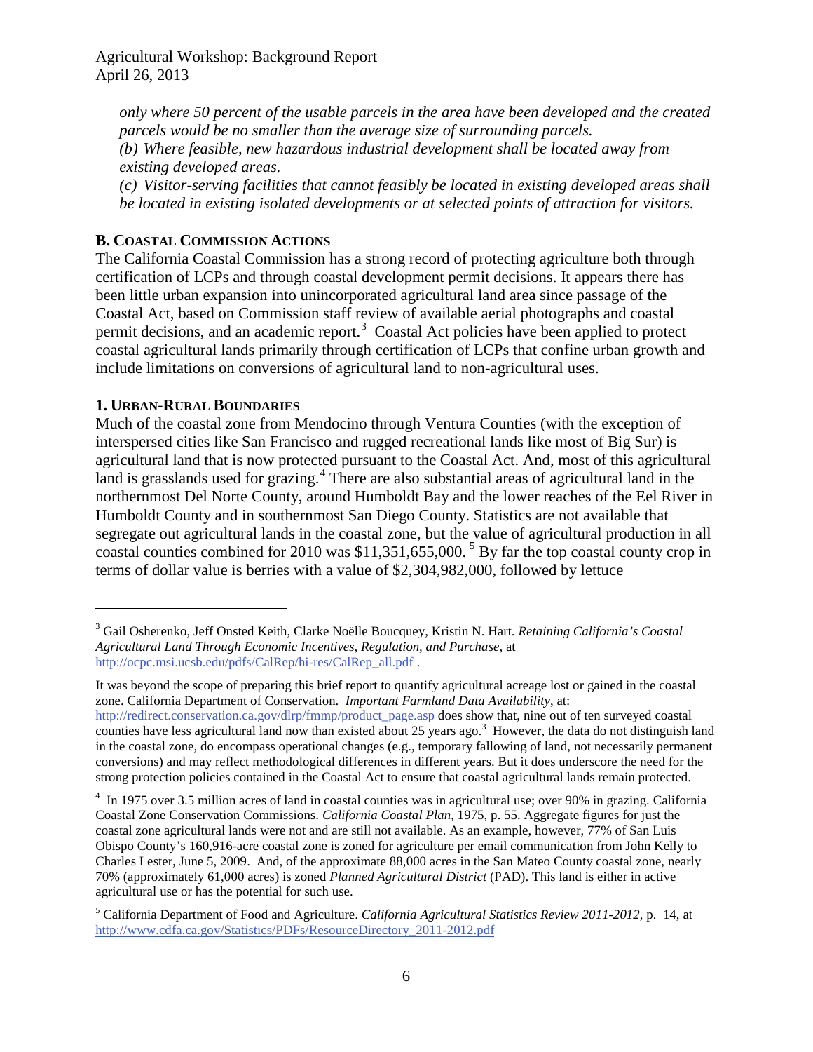*only where 50 percent of the usable parcels in the area have been developed and the created parcels would be no smaller than the average size of surrounding parcels.*

*(b) Where feasible, new hazardous industrial development shall be located away from existing developed areas.*

*(c) Visitor-serving facilities that cannot feasibly be located in existing developed areas shall be located in existing isolated developments or at selected points of attraction for visitors.*

### B. Coastal Commission Actions

The California Coastal Commission has a strong record of protecting agriculture both through certification of LCPs and through coastal development permit decisions. It appears there has been little urban expansion into unincorporated agricultural land area since passage of the Coastal Act, based on Commission staff review of available aerial photographs and coastal permit decisions, and an academic report.[3] Coastal Act policies have been applied to protect coastal agricultural lands primarily through certification of LCPs that confine urban growth and include limitations on conversions of agricultural land to non-agricultural uses.

#### 1. Urban-Rural Boundaries

Much of the coastal zone from Mendocino through Ventura Counties (with the exception of interspersed cities like San Francisco and rugged recreational lands like most of Big Sur) is agricultural land that is now protected pursuant to the Coastal Act. And, most of this agricultural land is grasslands used for grazing.[4] There are also substantial areas of agricultural land in the northernmost Del Norte County, around Humboldt Bay and the lower reaches of the Eel River in Humboldt County and in southernmost San Diego County. Statistics are not available that segregate out agricultural lands in the coastal zone, but the value of agricultural production in all coastal counties combined for 2010 was $11,351,655,000.[5] By far the top coastal county crop in terms of dollar value is berries with a value of $2,304,982,000, followed by lettuce

---

[3] Gail Osherenko, Jeff Onsted Keith, Clarke Noëlle Boucquey, Kristin N. Hart. *Retaining California's Coastal Agricultural Land Through Economic Incentives, Regulation, and Purchase,* at http://ocpc.msi.ucsb.edu/pdfs/CalRep/hi-res/CalRep_all.pdf .

It was beyond the scope of preparing this brief report to quantify agricultural acreage lost or gained in the coastal zone. California Department of Conservation. *Important Farmland Data Availability*, at: http://redirect.conservation.ca.gov/dlrp/fmmp/product_page.asp does show that, nine out of ten surveyed coastal counties have less agricultural land now than existed about 25 years ago.[3] However, the data do not distinguish land in the coastal zone, do encompass operational changes (e.g., temporary fallowing of land, not necessarily permanent conversions) and may reflect methodological differences in different years. But it does underscore the need for the strong protection policies contained in the Coastal Act to ensure that coastal agricultural lands remain protected.

[4] In 1975 over 3.5 million acres of land in coastal counties was in agricultural use; over 90% in grazing. California Coastal Zone Conservation Commissions. *California Coastal Plan*, 1975, p. 55. Aggregate figures for just the coastal zone agricultural lands were not and are still not available. As an example, however, 77% of San Luis Obispo County's 160,916-acre coastal zone is zoned for agriculture per email communication from John Kelly to Charles Lester, June 5, 2009. And, of the approximate 88,000 acres in the San Mateo County coastal zone, nearly 70% (approximately 61,000 acres) is zoned *Planned Agricultural District* (PAD). This land is either in active agricultural use or has the potential for such use.

[5] California Department of Food and Agriculture. *California Agricultural Statistics Review 2011-2012*, p. 14, at http://www.cdfa.ca.gov/Statistics/PDFs/ResourceDirectory_2011-2012.pdf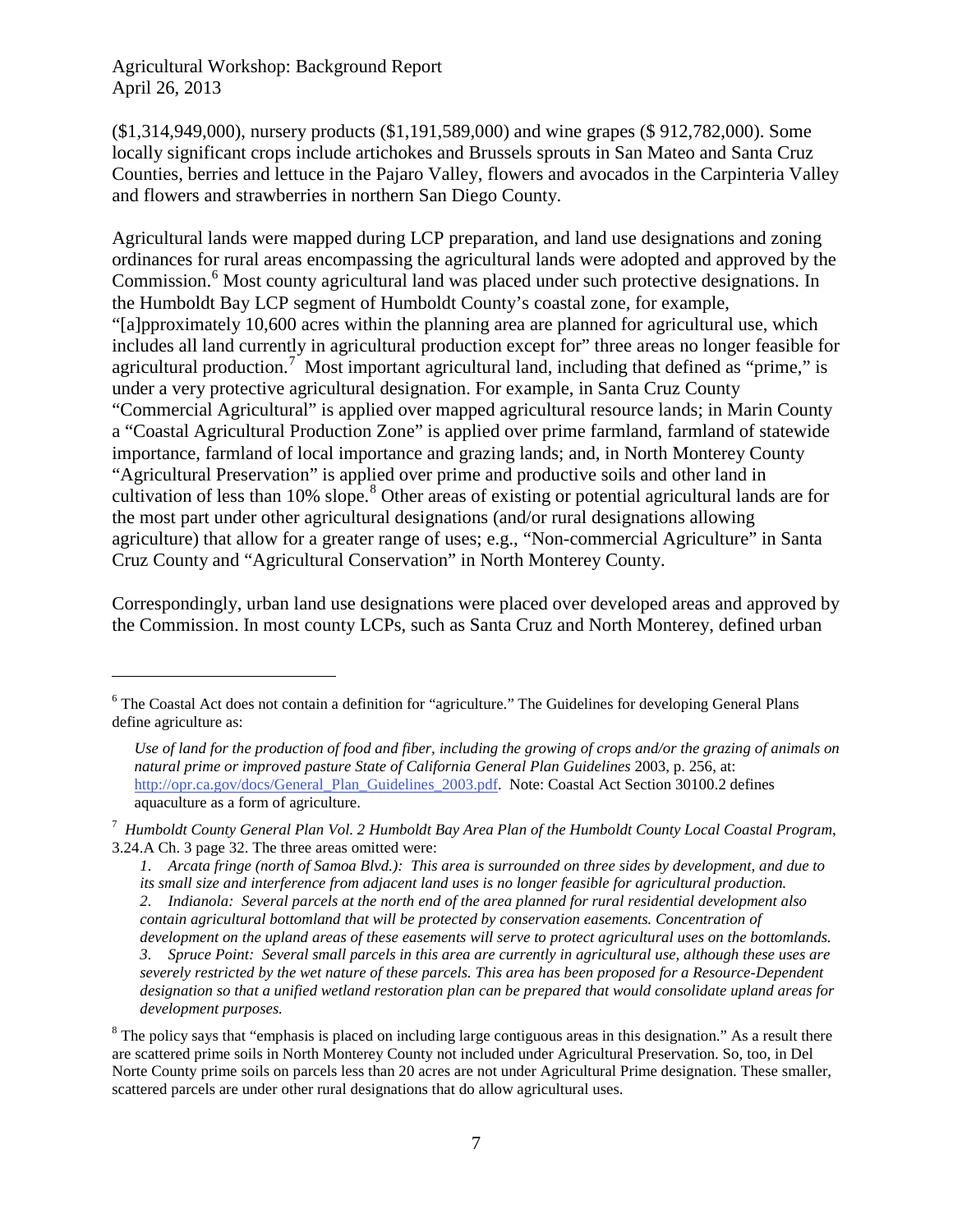($1,314,949,000), nursery products ($1,191,589,000) and wine grapes ($ 912,782,000). Some locally significant crops include artichokes and Brussels sprouts in San Mateo and Santa Cruz Counties, berries and lettuce in the Pajaro Valley, flowers and avocados in the Carpinteria Valley and flowers and strawberries in northern San Diego County.

Agricultural lands were mapped during LCP preparation, and land use designations and zoning ordinances for rural areas encompassing the agricultural lands were adopted and approved by the Commission.[6] Most county agricultural land was placed under such protective designations. In the Humboldt Bay LCP segment of Humboldt County's coastal zone, for example, "[a]pproximately 10,600 acres within the planning area are planned for agricultural use, which includes all land currently in agricultural production except for" three areas no longer feasible for agricultural production.[7] Most important agricultural land, including that defined as "prime," is under a very protective agricultural designation. For example, in Santa Cruz County "Commercial Agricultural" is applied over mapped agricultural resource lands; in Marin County a "Coastal Agricultural Production Zone" is applied over prime farmland, farmland of statewide importance, farmland of local importance and grazing lands; and, in North Monterey County "Agricultural Preservation" is applied over prime and productive soils and other land in cultivation of less than 10% slope.[8] Other areas of existing or potential agricultural lands are for the most part under other agricultural designations (and/or rural designations allowing agriculture) that allow for a greater range of uses; e.g., "Non-commercial Agriculture" in Santa Cruz County and "Agricultural Conservation" in North Monterey County.

Correspondingly, urban land use designations were placed over developed areas and approved by the Commission. In most county LCPs, such as Santa Cruz and North Monterey, defined urban

---

[6] The Coastal Act does not contain a definition for "agriculture." The Guidelines for developing General Plans define agriculture as:

> *Use of land for the production of food and fiber, including the growing of crops and/or the grazing of animals on natural prime or improved pasture State of California General Plan Guidelines* 2003, p. 256, at: http://opr.ca.gov/docs/General_Plan_Guidelines_2003.pdf. Note: Coastal Act Section 30100.2 defines aquaculture as a form of agriculture.

[7] *Humboldt County General Plan Vol. 2 Humboldt Bay Area Plan of the Humboldt County Local Coastal Program*, 3.24.A Ch. 3 page 32. The three areas omitted were:

> *1. Arcata fringe (north of Samoa Blvd.): This area is surrounded on three sides by development, and due to its small size and interference from adjacent land uses is no longer feasible for agricultural production.*
> *2. Indianola: Several parcels at the north end of the area planned for rural residential development also contain agricultural bottomland that will be protected by conservation easements. Concentration of development on the upland areas of these easements will serve to protect agricultural uses on the bottomlands.*
> *3. Spruce Point: Several small parcels in this area are currently in agricultural use, although these uses are severely restricted by the wet nature of these parcels. This area has been proposed for a Resource-Dependent designation so that a unified wetland restoration plan can be prepared that would consolidate upland areas for development purposes.*

[8] The policy says that "emphasis is placed on including large contiguous areas in this designation." As a result there are scattered prime soils in North Monterey County not included under Agricultural Preservation. So, too, in Del Norte County prime soils on parcels less than 20 acres are not under Agricultural Prime designation. These smaller, scattered parcels are under other rural designations that do allow agricultural uses.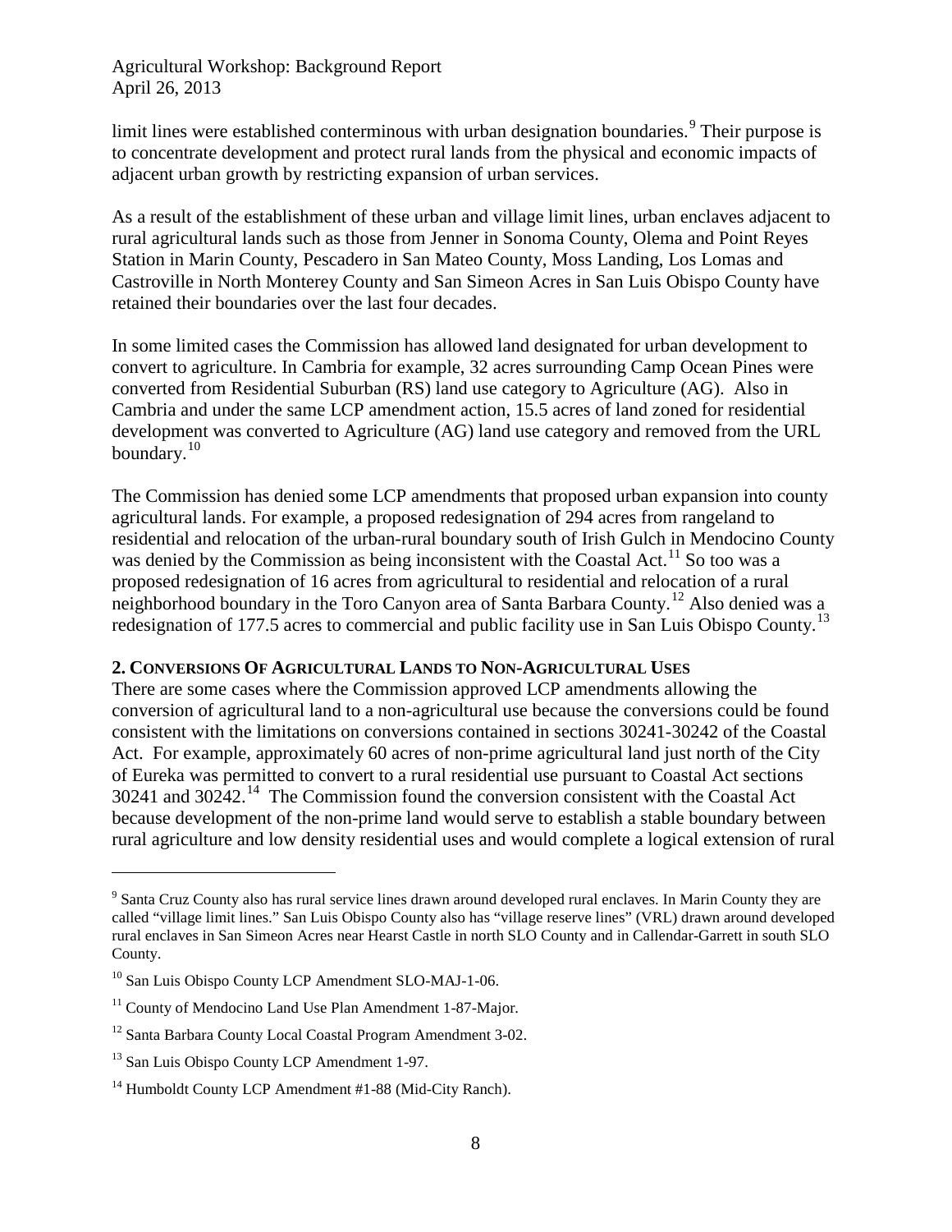limit lines were established conterminous with urban designation boundaries.[9] Their purpose is to concentrate development and protect rural lands from the physical and economic impacts of adjacent urban growth by restricting expansion of urban services.

As a result of the establishment of these urban and village limit lines, urban enclaves adjacent to rural agricultural lands such as those from Jenner in Sonoma County, Olema and Point Reyes Station in Marin County, Pescadero in San Mateo County, Moss Landing, Los Lomas and Castroville in North Monterey County and San Simeon Acres in San Luis Obispo County have retained their boundaries over the last four decades.

In some limited cases the Commission has allowed land designated for urban development to convert to agriculture. In Cambria for example, 32 acres surrounding Camp Ocean Pines were converted from Residential Suburban (RS) land use category to Agriculture (AG). Also in Cambria and under the same LCP amendment action, 15.5 acres of land zoned for residential development was converted to Agriculture (AG) land use category and removed from the URL boundary.[10]

The Commission has denied some LCP amendments that proposed urban expansion into county agricultural lands. For example, a proposed redesignation of 294 acres from rangeland to residential and relocation of the urban-rural boundary south of Irish Gulch in Mendocino County was denied by the Commission as being inconsistent with the Coastal Act.[11] So too was a proposed redesignation of 16 acres from agricultural to residential and relocation of a rural neighborhood boundary in the Toro Canyon area of Santa Barbara County.[12] Also denied was a redesignation of 177.5 acres to commercial and public facility use in San Luis Obispo County.[13]

**2. Conversions Of Agricultural Lands to Non-Agricultural Uses**

There are some cases where the Commission approved LCP amendments allowing the conversion of agricultural land to a non-agricultural use because the conversions could be found consistent with the limitations on conversions contained in sections 30241-30242 of the Coastal Act. For example, approximately 60 acres of non-prime agricultural land just north of the City of Eureka was permitted to convert to a rural residential use pursuant to Coastal Act sections 30241 and 30242.[14] The Commission found the conversion consistent with the Coastal Act because development of the non-prime land would serve to establish a stable boundary between rural agriculture and low density residential uses and would complete a logical extension of rural

---

[9] Santa Cruz County also has rural service lines drawn around developed rural enclaves. In Marin County they are called "village limit lines." San Luis Obispo County also has "village reserve lines" (VRL) drawn around developed rural enclaves in San Simeon Acres near Hearst Castle in north SLO County and in Callendar-Garrett in south SLO County.

[10] San Luis Obispo County LCP Amendment SLO-MAJ-1-06.

[11] County of Mendocino Land Use Plan Amendment 1-87-Major.

[12] Santa Barbara County Local Coastal Program Amendment 3-02.

[13] San Luis Obispo County LCP Amendment 1-97.

[14] Humboldt County LCP Amendment #1-88 (Mid-City Ranch).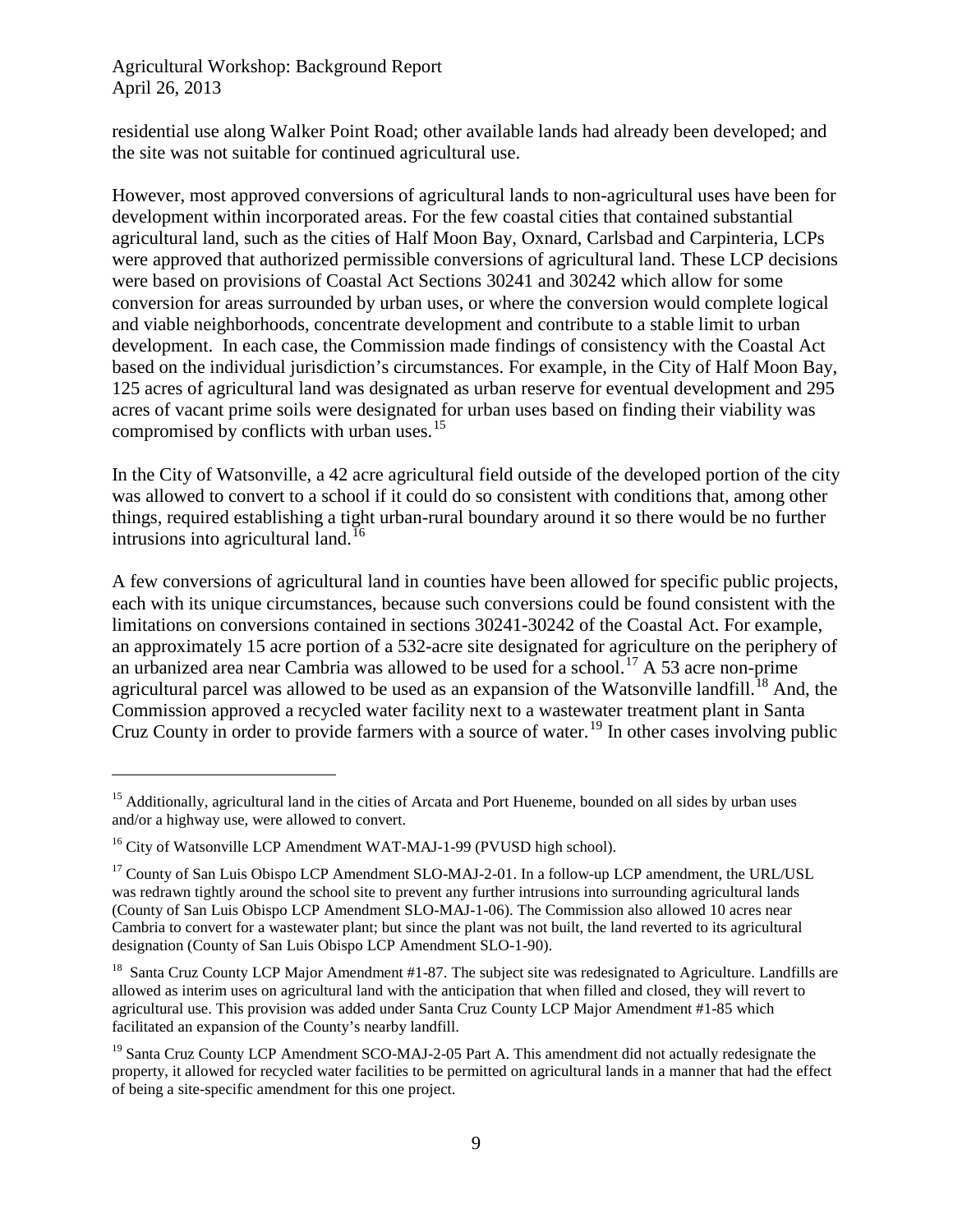residential use along Walker Point Road; other available lands had already been developed; and the site was not suitable for continued agricultural use.

However, most approved conversions of agricultural lands to non-agricultural uses have been for development within incorporated areas. For the few coastal cities that contained substantial agricultural land, such as the cities of Half Moon Bay, Oxnard, Carlsbad and Carpinteria, LCPs were approved that authorized permissible conversions of agricultural land. These LCP decisions were based on provisions of Coastal Act Sections 30241 and 30242 which allow for some conversion for areas surrounded by urban uses, or where the conversion would complete logical and viable neighborhoods, concentrate development and contribute to a stable limit to urban development. In each case, the Commission made findings of consistency with the Coastal Act based on the individual jurisdiction's circumstances. For example, in the City of Half Moon Bay, 125 acres of agricultural land was designated as urban reserve for eventual development and 295 acres of vacant prime soils were designated for urban uses based on finding their viability was compromised by conflicts with urban uses.[15]

In the City of Watsonville, a 42 acre agricultural field outside of the developed portion of the city was allowed to convert to a school if it could do so consistent with conditions that, among other things, required establishing a tight urban-rural boundary around it so there would be no further intrusions into agricultural land.[16]

A few conversions of agricultural land in counties have been allowed for specific public projects, each with its unique circumstances, because such conversions could be found consistent with the limitations on conversions contained in sections 30241-30242 of the Coastal Act. For example, an approximately 15 acre portion of a 532-acre site designated for agriculture on the periphery of an urbanized area near Cambria was allowed to be used for a school.[17] A 53 acre non-prime agricultural parcel was allowed to be used as an expansion of the Watsonville landfill.[18] And, the Commission approved a recycled water facility next to a wastewater treatment plant in Santa Cruz County in order to provide farmers with a source of water.[19] In other cases involving public

---

[15] Additionally, agricultural land in the cities of Arcata and Port Hueneme, bounded on all sides by urban uses and/or a highway use, were allowed to convert.

[16] City of Watsonville LCP Amendment WAT-MAJ-1-99 (PVUSD high school).

[17] County of San Luis Obispo LCP Amendment SLO-MAJ-2-01. In a follow-up LCP amendment, the URL/USL was redrawn tightly around the school site to prevent any further intrusions into surrounding agricultural lands (County of San Luis Obispo LCP Amendment SLO-MAJ-1-06). The Commission also allowed 10 acres near Cambria to convert for a wastewater plant; but since the plant was not built, the land reverted to its agricultural designation (County of San Luis Obispo LCP Amendment SLO-1-90).

[18] Santa Cruz County LCP Major Amendment #1-87. The subject site was redesignated to Agriculture. Landfills are allowed as interim uses on agricultural land with the anticipation that when filled and closed, they will revert to agricultural use. This provision was added under Santa Cruz County LCP Major Amendment #1-85 which facilitated an expansion of the County's nearby landfill.

[19] Santa Cruz County LCP Amendment SCO-MAJ-2-05 Part A. This amendment did not actually redesignate the property, it allowed for recycled water facilities to be permitted on agricultural lands in a manner that had the effect of being a site-specific amendment for this one project.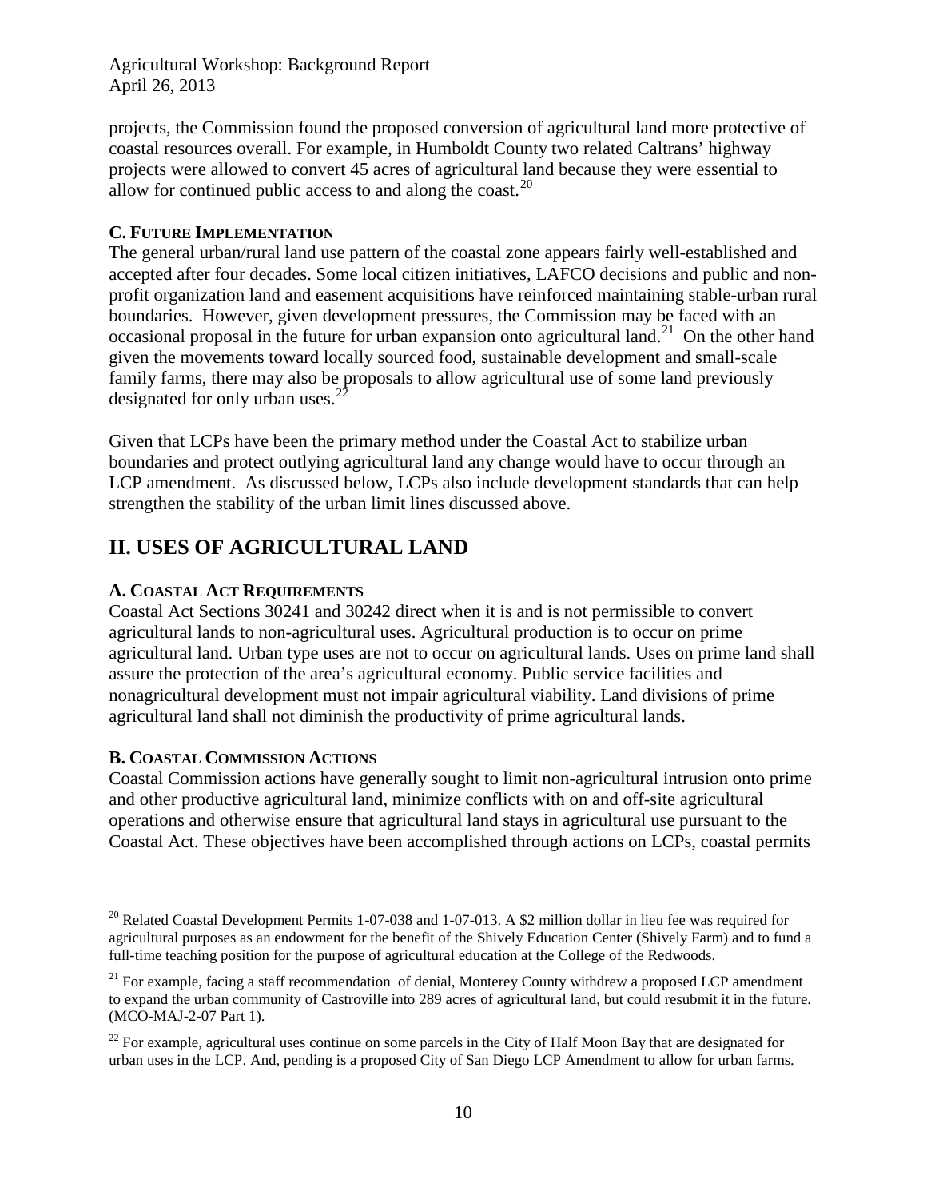projects, the Commission found the proposed conversion of agricultural land more protective of coastal resources overall. For example, in Humboldt County two related Caltrans' highway projects were allowed to convert 45 acres of agricultural land because they were essential to allow for continued public access to and along the coast.[20]

### C. Future Implementation

The general urban/rural land use pattern of the coastal zone appears fairly well-established and accepted after four decades. Some local citizen initiatives, LAFCO decisions and public and non-profit organization land and easement acquisitions have reinforced maintaining stable-urban rural boundaries. However, given development pressures, the Commission may be faced with an occasional proposal in the future for urban expansion onto agricultural land.[21] On the other hand given the movements toward locally sourced food, sustainable development and small-scale family farms, there may also be proposals to allow agricultural use of some land previously designated for only urban uses.[22]

Given that LCPs have been the primary method under the Coastal Act to stabilize urban boundaries and protect outlying agricultural land any change would have to occur through an LCP amendment. As discussed below, LCPs also include development standards that can help strengthen the stability of the urban limit lines discussed above.

## II. USES OF AGRICULTURAL LAND

### A. Coastal Act Requirements

Coastal Act Sections 30241 and 30242 direct when it is and is not permissible to convert agricultural lands to non-agricultural uses. Agricultural production is to occur on prime agricultural land. Urban type uses are not to occur on agricultural lands. Uses on prime land shall assure the protection of the area's agricultural economy. Public service facilities and nonagricultural development must not impair agricultural viability. Land divisions of prime agricultural land shall not diminish the productivity of prime agricultural lands.

### B. Coastal Commission Actions

Coastal Commission actions have generally sought to limit non-agricultural intrusion onto prime and other productive agricultural land, minimize conflicts with on and off-site agricultural operations and otherwise ensure that agricultural land stays in agricultural use pursuant to the Coastal Act. These objectives have been accomplished through actions on LCPs, coastal permits

---

[20] Related Coastal Development Permits 1-07-038 and 1-07-013. A $2 million dollar in lieu fee was required for agricultural purposes as an endowment for the benefit of the Shively Education Center (Shively Farm) and to fund a full-time teaching position for the purpose of agricultural education at the College of the Redwoods.

[21] For example, facing a staff recommendation of denial, Monterey County withdrew a proposed LCP amendment to expand the urban community of Castroville into 289 acres of agricultural land, but could resubmit it in the future. (MCO-MAJ-2-07 Part 1).

[22] For example, agricultural uses continue on some parcels in the City of Half Moon Bay that are designated for urban uses in the LCP. And, pending is a proposed City of San Diego LCP Amendment to allow for urban farms.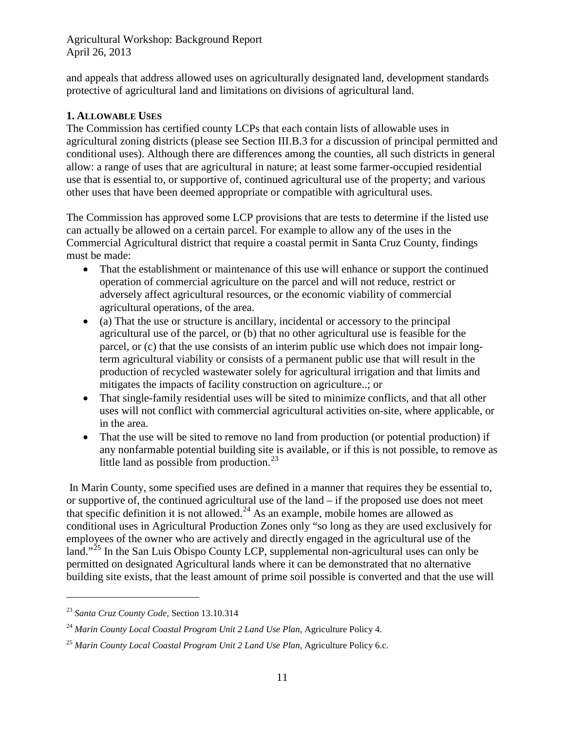and appeals that address allowed uses on agriculturally designated land, development standards protective of agricultural land and limitations on divisions of agricultural land.

### 1. ALLOWABLE USES

The Commission has certified county LCPs that each contain lists of allowable uses in agricultural zoning districts (please see Section III.B.3 for a discussion of principal permitted and conditional uses). Although there are differences among the counties, all such districts in general allow: a range of uses that are agricultural in nature; at least some farmer-occupied residential use that is essential to, or supportive of, continued agricultural use of the property; and various other uses that have been deemed appropriate or compatible with agricultural uses.

The Commission has approved some LCP provisions that are tests to determine if the listed use can actually be allowed on a certain parcel. For example to allow any of the uses in the Commercial Agricultural district that require a coastal permit in Santa Cruz County, findings must be made:

- That the establishment or maintenance of this use will enhance or support the continued operation of commercial agriculture on the parcel and will not reduce, restrict or adversely affect agricultural resources, or the economic viability of commercial agricultural operations, of the area.
- (a) That the use or structure is ancillary, incidental or accessory to the principal agricultural use of the parcel, or (b) that no other agricultural use is feasible for the parcel, or (c) that the use consists of an interim public use which does not impair long-term agricultural viability or consists of a permanent public use that will result in the production of recycled wastewater solely for agricultural irrigation and that limits and mitigates the impacts of facility construction on agriculture..; or
- That single-family residential uses will be sited to minimize conflicts, and that all other uses will not conflict with commercial agricultural activities on-site, where applicable, or in the area.
- That the use will be sited to remove no land from production (or potential production) if any nonfarmable potential building site is available, or if this is not possible, to remove as little land as possible from production.[23]

In Marin County, some specified uses are defined in a manner that requires they be essential to, or supportive of, the continued agricultural use of the land – if the proposed use does not meet that specific definition it is not allowed.[24] As an example, mobile homes are allowed as conditional uses in Agricultural Production Zones only "so long as they are used exclusively for employees of the owner who are actively and directly engaged in the agricultural use of the land."[25] In the San Luis Obispo County LCP, supplemental non-agricultural uses can only be permitted on designated Agricultural lands where it can be demonstrated that no alternative building site exists, that the least amount of prime soil possible is converted and that the use will

---

[23] *Santa Cruz County Code*, Section 13.10.314

[24] *Marin County Local Coastal Program Unit 2 Land Use Plan*, Agriculture Policy 4.

[25] *Marin County Local Coastal Program Unit 2 Land Use Plan*, Agriculture Policy 6.c.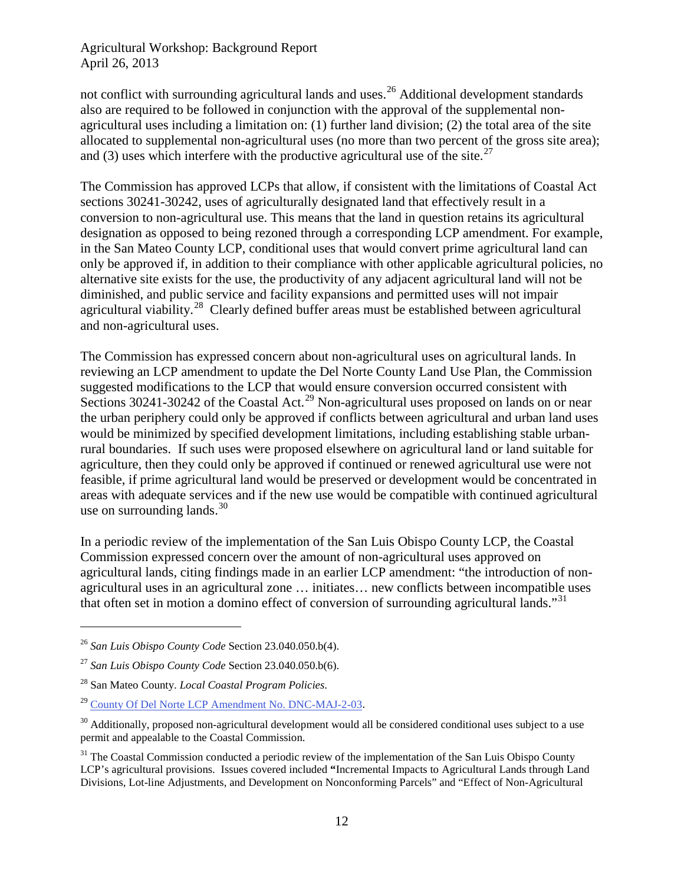not conflict with surrounding agricultural lands and uses.[26] Additional development standards also are required to be followed in conjunction with the approval of the supplemental non-agricultural uses including a limitation on: (1) further land division; (2) the total area of the site allocated to supplemental non-agricultural uses (no more than two percent of the gross site area); and (3) uses which interfere with the productive agricultural use of the site.[27]

The Commission has approved LCPs that allow, if consistent with the limitations of Coastal Act sections 30241-30242, uses of agriculturally designated land that effectively result in a conversion to non-agricultural use. This means that the land in question retains its agricultural designation as opposed to being rezoned through a corresponding LCP amendment. For example, in the San Mateo County LCP, conditional uses that would convert prime agricultural land can only be approved if, in addition to their compliance with other applicable agricultural policies, no alternative site exists for the use, the productivity of any adjacent agricultural land will not be diminished, and public service and facility expansions and permitted uses will not impair agricultural viability.[28] Clearly defined buffer areas must be established between agricultural and non-agricultural uses.

The Commission has expressed concern about non-agricultural uses on agricultural lands. In reviewing an LCP amendment to update the Del Norte County Land Use Plan, the Commission suggested modifications to the LCP that would ensure conversion occurred consistent with Sections 30241-30242 of the Coastal Act.[29] Non-agricultural uses proposed on lands on or near the urban periphery could only be approved if conflicts between agricultural and urban land uses would be minimized by specified development limitations, including establishing stable urban-rural boundaries. If such uses were proposed elsewhere on agricultural land or land suitable for agriculture, then they could only be approved if continued or renewed agricultural use were not feasible, if prime agricultural land would be preserved or development would be concentrated in areas with adequate services and if the new use would be compatible with continued agricultural use on surrounding lands.[30]

In a periodic review of the implementation of the San Luis Obispo County LCP, the Coastal Commission expressed concern over the amount of non-agricultural uses approved on agricultural lands, citing findings made in an earlier LCP amendment: "the introduction of non-agricultural uses in an agricultural zone … initiates… new conflicts between incompatible uses that often set in motion a domino effect of conversion of surrounding agricultural lands."[31]

---

[26] *San Luis Obispo County Code* Section 23.040.050.b(4).

[27] *San Luis Obispo County Code* Section 23.040.050.b(6).

[28] San Mateo County. *Local Coastal Program Policies*.

[29] County Of Del Norte LCP Amendment No. DNC-MAJ-2-03.

[30] Additionally, proposed non-agricultural development would all be considered conditional uses subject to a use permit and appealable to the Coastal Commission.

[31] The Coastal Commission conducted a periodic review of the implementation of the San Luis Obispo County LCP's agricultural provisions. Issues covered included **"**Incremental Impacts to Agricultural Lands through Land Divisions, Lot-line Adjustments, and Development on Nonconforming Parcels" and "Effect of Non-Agricultural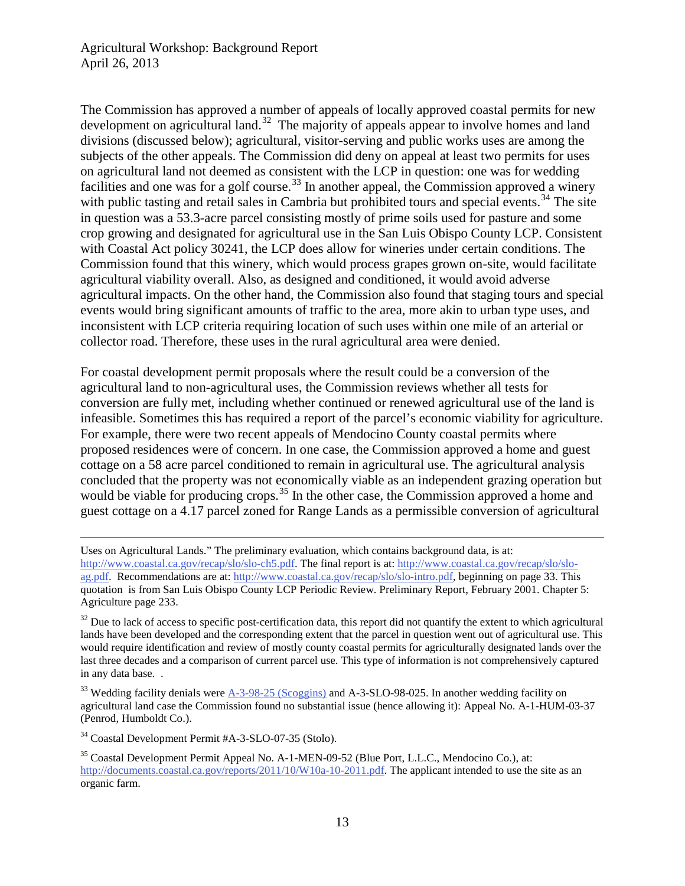The Commission has approved a number of appeals of locally approved coastal permits for new development on agricultural land.[32] The majority of appeals appear to involve homes and land divisions (discussed below); agricultural, visitor-serving and public works uses are among the subjects of the other appeals. The Commission did deny on appeal at least two permits for uses on agricultural land not deemed as consistent with the LCP in question: one was for wedding facilities and one was for a golf course.[33] In another appeal, the Commission approved a winery with public tasting and retail sales in Cambria but prohibited tours and special events.[34] The site in question was a 53.3-acre parcel consisting mostly of prime soils used for pasture and some crop growing and designated for agricultural use in the San Luis Obispo County LCP. Consistent with Coastal Act policy 30241, the LCP does allow for wineries under certain conditions. The Commission found that this winery, which would process grapes grown on-site, would facilitate agricultural viability overall. Also, as designed and conditioned, it would avoid adverse agricultural impacts. On the other hand, the Commission also found that staging tours and special events would bring significant amounts of traffic to the area, more akin to urban type uses, and inconsistent with LCP criteria requiring location of such uses within one mile of an arterial or collector road. Therefore, these uses in the rural agricultural area were denied.

For coastal development permit proposals where the result could be a conversion of the agricultural land to non-agricultural uses, the Commission reviews whether all tests for conversion are fully met, including whether continued or renewed agricultural use of the land is infeasible. Sometimes this has required a report of the parcel's economic viability for agriculture. For example, there were two recent appeals of Mendocino County coastal permits where proposed residences were of concern. In one case, the Commission approved a home and guest cottage on a 58 acre parcel conditioned to remain in agricultural use. The agricultural analysis concluded that the property was not economically viable as an independent grazing operation but would be viable for producing crops.[35] In the other case, the Commission approved a home and guest cottage on a 4.17 parcel zoned for Range Lands as a permissible conversion of agricultural

---

Uses on Agricultural Lands." The preliminary evaluation, which contains background data, is at: http://www.coastal.ca.gov/recap/slo/slo-ch5.pdf. The final report is at: http://www.coastal.ca.gov/recap/slo/slo-ag.pdf. Recommendations are at: http://www.coastal.ca.gov/recap/slo/slo-intro.pdf, beginning on page 33. This quotation is from San Luis Obispo County LCP Periodic Review. Preliminary Report, February 2001. Chapter 5: Agriculture page 233.

[32] Due to lack of access to specific post-certification data, this report did not quantify the extent to which agricultural lands have been developed and the corresponding extent that the parcel in question went out of agricultural use. This would require identification and review of mostly county coastal permits for agriculturally designated lands over the last three decades and a comparison of current parcel use. This type of information is not comprehensively captured in any data base. .

[33] Wedding facility denials were A-3-98-25 (Scoggins) and A-3-SLO-98-025. In another wedding facility on agricultural land case the Commission found no substantial issue (hence allowing it): Appeal No. A-1-HUM-03-37 (Penrod, Humboldt Co.).

[34] Coastal Development Permit #A-3-SLO-07-35 (Stolo).

[35] Coastal Development Permit Appeal No. A-1-MEN-09-52 (Blue Port, L.L.C., Mendocino Co.), at: http://documents.coastal.ca.gov/reports/2011/10/W10a-10-2011.pdf. The applicant intended to use the site as an organic farm.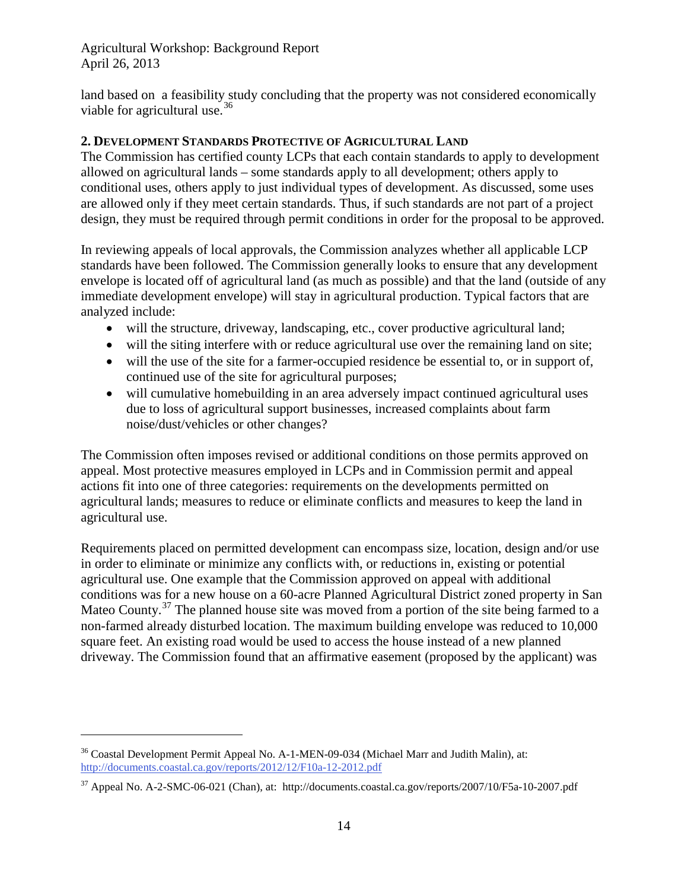land based on a feasibility study concluding that the property was not considered economically viable for agricultural use.[36]

## 2. Development Standards Protective of Agricultural Land

The Commission has certified county LCPs that each contain standards to apply to development allowed on agricultural lands – some standards apply to all development; others apply to conditional uses, others apply to just individual types of development. As discussed, some uses are allowed only if they meet certain standards. Thus, if such standards are not part of a project design, they must be required through permit conditions in order for the proposal to be approved.

In reviewing appeals of local approvals, the Commission analyzes whether all applicable LCP standards have been followed. The Commission generally looks to ensure that any development envelope is located off of agricultural land (as much as possible) and that the land (outside of any immediate development envelope) will stay in agricultural production. Typical factors that are analyzed include:

- will the structure, driveway, landscaping, etc., cover productive agricultural land;
- will the siting interfere with or reduce agricultural use over the remaining land on site;
- will the use of the site for a farmer-occupied residence be essential to, or in support of, continued use of the site for agricultural purposes;
- will cumulative homebuilding in an area adversely impact continued agricultural uses due to loss of agricultural support businesses, increased complaints about farm noise/dust/vehicles or other changes?

The Commission often imposes revised or additional conditions on those permits approved on appeal. Most protective measures employed in LCPs and in Commission permit and appeal actions fit into one of three categories: requirements on the developments permitted on agricultural lands; measures to reduce or eliminate conflicts and measures to keep the land in agricultural use.

Requirements placed on permitted development can encompass size, location, design and/or use in order to eliminate or minimize any conflicts with, or reductions in, existing or potential agricultural use. One example that the Commission approved on appeal with additional conditions was for a new house on a 60-acre Planned Agricultural District zoned property in San Mateo County.[37] The planned house site was moved from a portion of the site being farmed to a non-farmed already disturbed location. The maximum building envelope was reduced to 10,000 square feet. An existing road would be used to access the house instead of a new planned driveway. The Commission found that an affirmative easement (proposed by the applicant) was

---

[36] Coastal Development Permit Appeal No. A-1-MEN-09-034 (Michael Marr and Judith Malin), at: http://documents.coastal.ca.gov/reports/2012/12/F10a-12-2012.pdf

[37] Appeal No. A-2-SMC-06-021 (Chan), at: http://documents.coastal.ca.gov/reports/2007/10/F5a-10-2007.pdf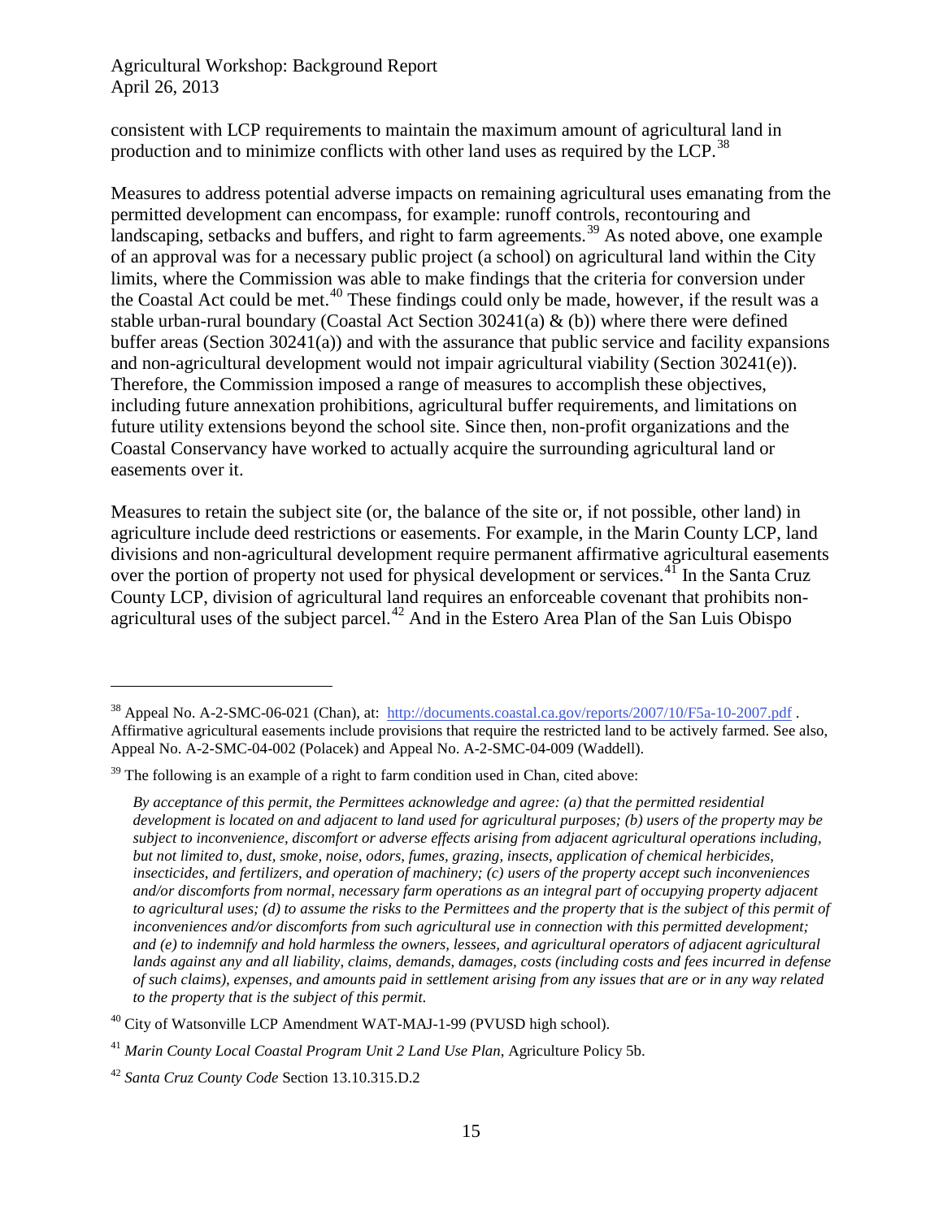consistent with LCP requirements to maintain the maximum amount of agricultural land in production and to minimize conflicts with other land uses as required by the LCP.[38]

Measures to address potential adverse impacts on remaining agricultural uses emanating from the permitted development can encompass, for example: runoff controls, recontouring and landscaping, setbacks and buffers, and right to farm agreements.[39] As noted above, one example of an approval was for a necessary public project (a school) on agricultural land within the City limits, where the Commission was able to make findings that the criteria for conversion under the Coastal Act could be met.[40] These findings could only be made, however, if the result was a stable urban-rural boundary (Coastal Act Section 30241(a) & (b)) where there were defined buffer areas (Section 30241(a)) and with the assurance that public service and facility expansions and non-agricultural development would not impair agricultural viability (Section 30241(e)). Therefore, the Commission imposed a range of measures to accomplish these objectives, including future annexation prohibitions, agricultural buffer requirements, and limitations on future utility extensions beyond the school site. Since then, non-profit organizations and the Coastal Conservancy have worked to actually acquire the surrounding agricultural land or easements over it.

Measures to retain the subject site (or, the balance of the site or, if not possible, other land) in agriculture include deed restrictions or easements. For example, in the Marin County LCP, land divisions and non-agricultural development require permanent affirmative agricultural easements over the portion of property not used for physical development or services.[41] In the Santa Cruz County LCP, division of agricultural land requires an enforceable covenant that prohibits non-agricultural uses of the subject parcel.[42] And in the Estero Area Plan of the San Luis Obispo

---

[38] Appeal No. A-2-SMC-06-021 (Chan), at: http://documents.coastal.ca.gov/reports/2007/10/F5a-10-2007.pdf . Affirmative agricultural easements include provisions that require the restricted land to be actively farmed. See also, Appeal No. A-2-SMC-04-002 (Polacek) and Appeal No. A-2-SMC-04-009 (Waddell).

[39] The following is an example of a right to farm condition used in Chan, cited above:

> *By acceptance of this permit, the Permittees acknowledge and agree: (a) that the permitted residential development is located on and adjacent to land used for agricultural purposes; (b) users of the property may be subject to inconvenience, discomfort or adverse effects arising from adjacent agricultural operations including, but not limited to, dust, smoke, noise, odors, fumes, grazing, insects, application of chemical herbicides, insecticides, and fertilizers, and operation of machinery; (c) users of the property accept such inconveniences and/or discomforts from normal, necessary farm operations as an integral part of occupying property adjacent to agricultural uses; (d) to assume the risks to the Permittees and the property that is the subject of this permit of inconveniences and/or discomforts from such agricultural use in connection with this permitted development; and (e) to indemnify and hold harmless the owners, lessees, and agricultural operators of adjacent agricultural lands against any and all liability, claims, demands, damages, costs (including costs and fees incurred in defense of such claims), expenses, and amounts paid in settlement arising from any issues that are or in any way related to the property that is the subject of this permit.*

[40] City of Watsonville LCP Amendment WAT-MAJ-1-99 (PVUSD high school).

[41] *Marin County Local Coastal Program Unit 2 Land Use Plan*, Agriculture Policy 5b.

[42] *Santa Cruz County Code* Section 13.10.315.D.2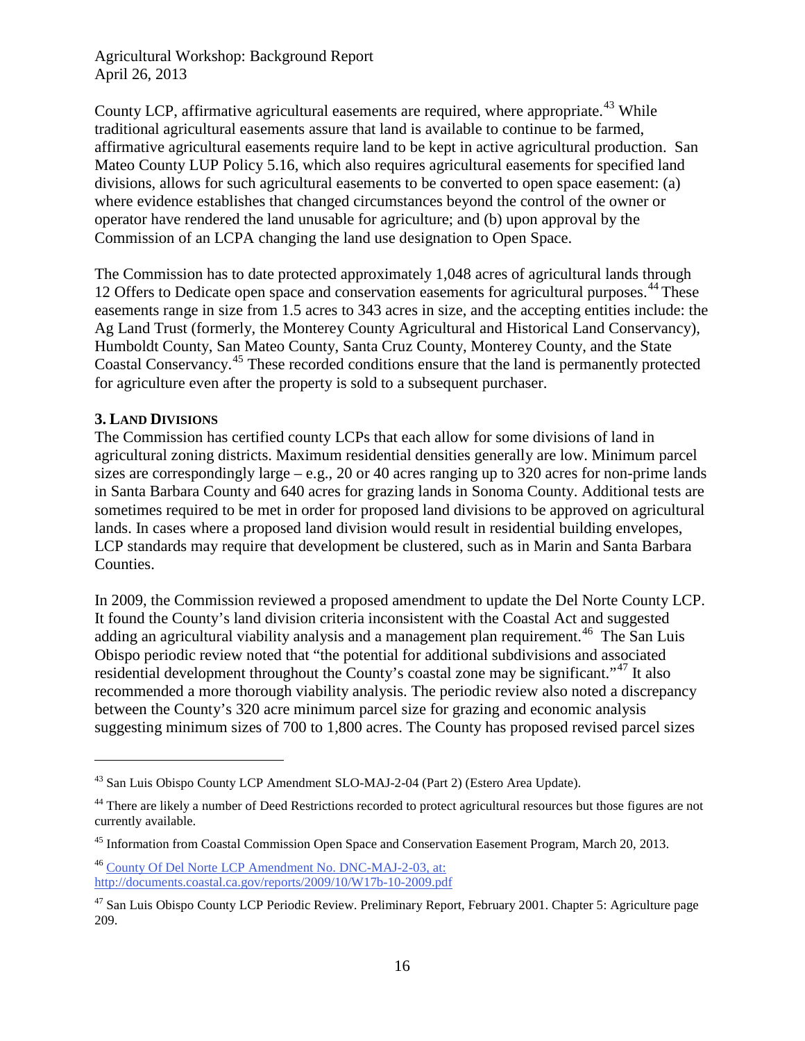County LCP, affirmative agricultural easements are required, where appropriate.[43] While traditional agricultural easements assure that land is available to continue to be farmed, affirmative agricultural easements require land to be kept in active agricultural production. San Mateo County LUP Policy 5.16, which also requires agricultural easements for specified land divisions, allows for such agricultural easements to be converted to open space easement: (a) where evidence establishes that changed circumstances beyond the control of the owner or operator have rendered the land unusable for agriculture; and (b) upon approval by the Commission of an LCPA changing the land use designation to Open Space.

The Commission has to date protected approximately 1,048 acres of agricultural lands through 12 Offers to Dedicate open space and conservation easements for agricultural purposes.[44] These easements range in size from 1.5 acres to 343 acres in size, and the accepting entities include: the Ag Land Trust (formerly, the Monterey County Agricultural and Historical Land Conservancy), Humboldt County, San Mateo County, Santa Cruz County, Monterey County, and the State Coastal Conservancy.[45] These recorded conditions ensure that the land is permanently protected for agriculture even after the property is sold to a subsequent purchaser.

### 3. Land Divisions

The Commission has certified county LCPs that each allow for some divisions of land in agricultural zoning districts. Maximum residential densities generally are low. Minimum parcel sizes are correspondingly large – e.g., 20 or 40 acres ranging up to 320 acres for non-prime lands in Santa Barbara County and 640 acres for grazing lands in Sonoma County. Additional tests are sometimes required to be met in order for proposed land divisions to be approved on agricultural lands. In cases where a proposed land division would result in residential building envelopes, LCP standards may require that development be clustered, such as in Marin and Santa Barbara Counties.

In 2009, the Commission reviewed a proposed amendment to update the Del Norte County LCP. It found the County's land division criteria inconsistent with the Coastal Act and suggested adding an agricultural viability analysis and a management plan requirement.[46] The San Luis Obispo periodic review noted that "the potential for additional subdivisions and associated residential development throughout the County's coastal zone may be significant."[47] It also recommended a more thorough viability analysis. The periodic review also noted a discrepancy between the County's 320 acre minimum parcel size for grazing and economic analysis suggesting minimum sizes of 700 to 1,800 acres. The County has proposed revised parcel sizes

---

[43] San Luis Obispo County LCP Amendment SLO-MAJ-2-04 (Part 2) (Estero Area Update).

[44] There are likely a number of Deed Restrictions recorded to protect agricultural resources but those figures are not currently available.

[45] Information from Coastal Commission Open Space and Conservation Easement Program, March 20, 2013.

[46] County Of Del Norte LCP Amendment No. DNC-MAJ-2-03, at: http://documents.coastal.ca.gov/reports/2009/10/W17b-10-2009.pdf

[47] San Luis Obispo County LCP Periodic Review. Preliminary Report, February 2001. Chapter 5: Agriculture page 209.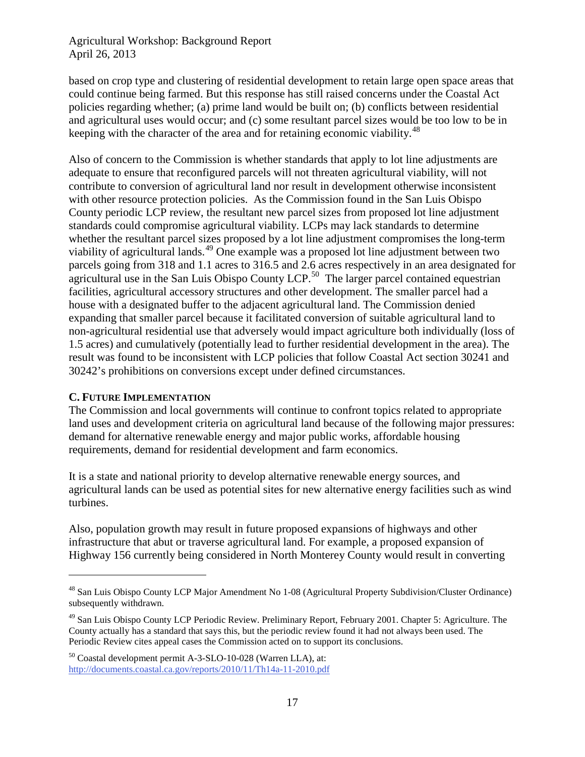based on crop type and clustering of residential development to retain large open space areas that could continue being farmed. But this response has still raised concerns under the Coastal Act policies regarding whether; (a) prime land would be built on; (b) conflicts between residential and agricultural uses would occur; and (c) some resultant parcel sizes would be too low to be in keeping with the character of the area and for retaining economic viability.[48]

Also of concern to the Commission is whether standards that apply to lot line adjustments are adequate to ensure that reconfigured parcels will not threaten agricultural viability, will not contribute to conversion of agricultural land nor result in development otherwise inconsistent with other resource protection policies. As the Commission found in the San Luis Obispo County periodic LCP review, the resultant new parcel sizes from proposed lot line adjustment standards could compromise agricultural viability. LCPs may lack standards to determine whether the resultant parcel sizes proposed by a lot line adjustment compromises the long-term viability of agricultural lands.[49] One example was a proposed lot line adjustment between two parcels going from 318 and 1.1 acres to 316.5 and 2.6 acres respectively in an area designated for agricultural use in the San Luis Obispo County LCP.[50] The larger parcel contained equestrian facilities, agricultural accessory structures and other development. The smaller parcel had a house with a designated buffer to the adjacent agricultural land. The Commission denied expanding that smaller parcel because it facilitated conversion of suitable agricultural land to non-agricultural residential use that adversely would impact agriculture both individually (loss of 1.5 acres) and cumulatively (potentially lead to further residential development in the area). The result was found to be inconsistent with LCP policies that follow Coastal Act section 30241 and 30242's prohibitions on conversions except under defined circumstances.

### C. Future Implementation

The Commission and local governments will continue to confront topics related to appropriate land uses and development criteria on agricultural land because of the following major pressures: demand for alternative renewable energy and major public works, affordable housing requirements, demand for residential development and farm economics.

It is a state and national priority to develop alternative renewable energy sources, and agricultural lands can be used as potential sites for new alternative energy facilities such as wind turbines.

Also, population growth may result in future proposed expansions of highways and other infrastructure that abut or traverse agricultural land. For example, a proposed expansion of Highway 156 currently being considered in North Monterey County would result in converting

---

[48] San Luis Obispo County LCP Major Amendment No 1-08 (Agricultural Property Subdivision/Cluster Ordinance) subsequently withdrawn.

[49] San Luis Obispo County LCP Periodic Review. Preliminary Report, February 2001. Chapter 5: Agriculture. The County actually has a standard that says this, but the periodic review found it had not always been used. The Periodic Review cites appeal cases the Commission acted on to support its conclusions.

[50] Coastal development permit A-3-SLO-10-028 (Warren LLA), at: http://documents.coastal.ca.gov/reports/2010/11/Th14a-11-2010.pdf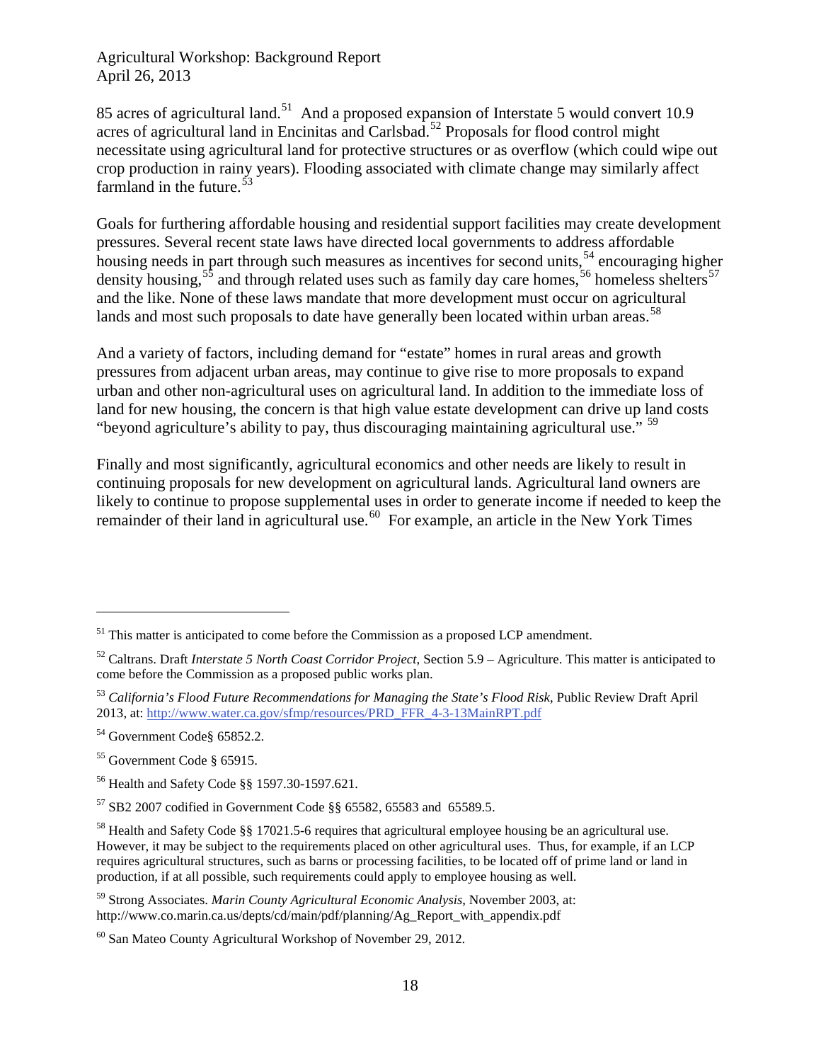85 acres of agricultural land.[51] And a proposed expansion of Interstate 5 would convert 10.9 acres of agricultural land in Encinitas and Carlsbad.[52] Proposals for flood control might necessitate using agricultural land for protective structures or as overflow (which could wipe out crop production in rainy years). Flooding associated with climate change may similarly affect farmland in the future.[53]

Goals for furthering affordable housing and residential support facilities may create development pressures. Several recent state laws have directed local governments to address affordable housing needs in part through such measures as incentives for second units,[54] encouraging higher density housing,[55] and through related uses such as family day care homes,[56] homeless shelters[57] and the like. None of these laws mandate that more development must occur on agricultural lands and most such proposals to date have generally been located within urban areas.[58]

And a variety of factors, including demand for "estate" homes in rural areas and growth pressures from adjacent urban areas, may continue to give rise to more proposals to expand urban and other non-agricultural uses on agricultural land. In addition to the immediate loss of land for new housing, the concern is that high value estate development can drive up land costs "beyond agriculture's ability to pay, thus discouraging maintaining agricultural use." [59]

Finally and most significantly, agricultural economics and other needs are likely to result in continuing proposals for new development on agricultural lands. Agricultural land owners are likely to continue to propose supplemental uses in order to generate income if needed to keep the remainder of their land in agricultural use.[60] For example, an article in the New York Times

---

[51] This matter is anticipated to come before the Commission as a proposed LCP amendment.

[52] Caltrans. Draft *Interstate 5 North Coast Corridor Project*, Section 5.9 – Agriculture. This matter is anticipated to come before the Commission as a proposed public works plan.

[53] *California's Flood Future Recommendations for Managing the State's Flood Risk*, Public Review Draft April 2013, at: http://www.water.ca.gov/sfmp/resources/PRD_FFR_4-3-13MainRPT.pdf

[54] Government Code§ 65852.2.

[55] Government Code § 65915.

[56] Health and Safety Code §§ 1597.30-1597.621.

[57] SB2 2007 codified in Government Code §§ 65582, 65583 and 65589.5.

[58] Health and Safety Code §§ 17021.5-6 requires that agricultural employee housing be an agricultural use. However, it may be subject to the requirements placed on other agricultural uses. Thus, for example, if an LCP requires agricultural structures, such as barns or processing facilities, to be located off of prime land or land in production, if at all possible, such requirements could apply to employee housing as well.

[59] Strong Associates. *Marin County Agricultural Economic Analysis*, November 2003, at: http://www.co.marin.ca.us/depts/cd/main/pdf/planning/Ag_Report_with_appendix.pdf

[60] San Mateo County Agricultural Workshop of November 29, 2012.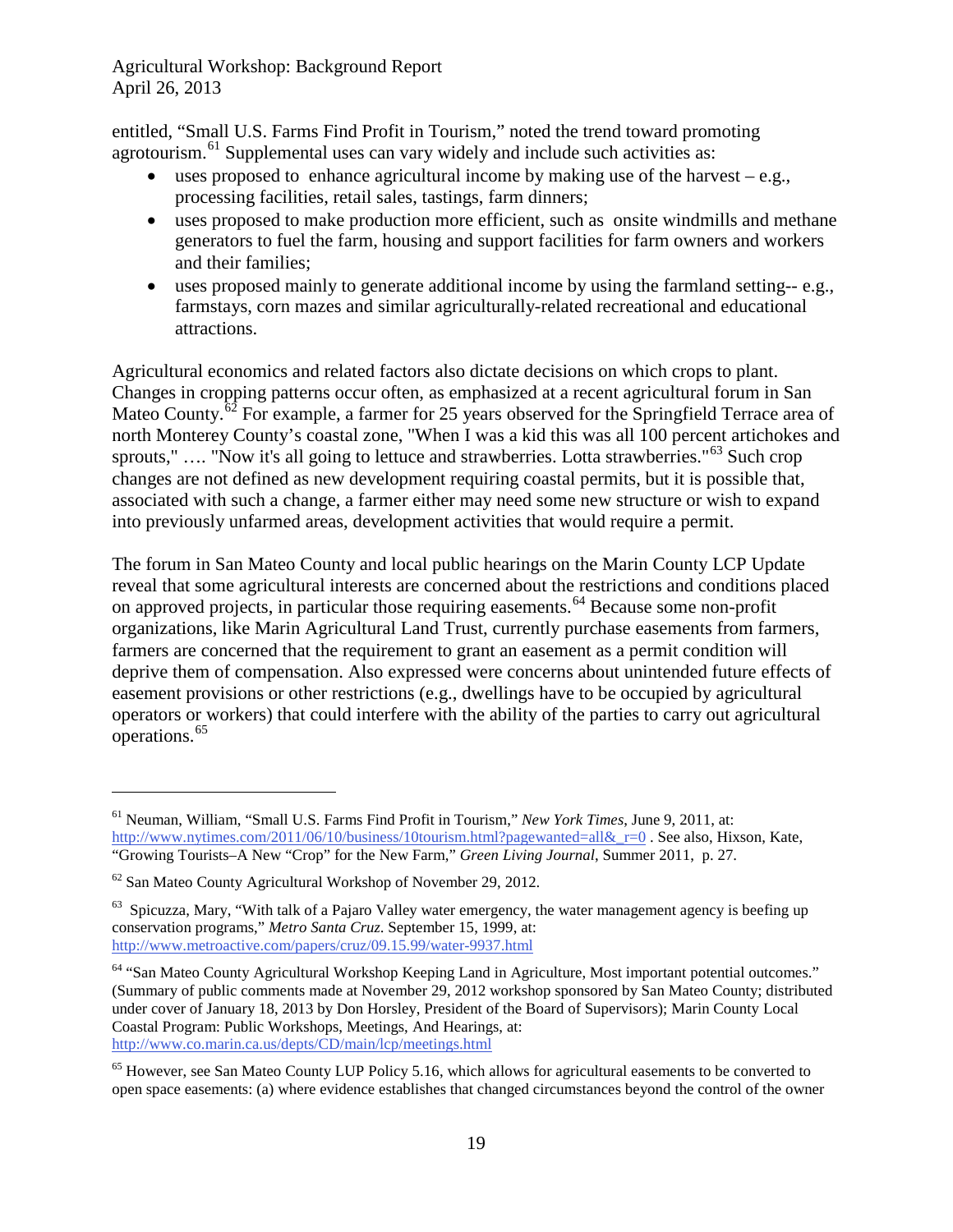entitled, "Small U.S. Farms Find Profit in Tourism," noted the trend toward promoting agrotourism.[61] Supplemental uses can vary widely and include such activities as:

- uses proposed to enhance agricultural income by making use of the harvest – e.g., processing facilities, retail sales, tastings, farm dinners;
- uses proposed to make production more efficient, such as onsite windmills and methane generators to fuel the farm, housing and support facilities for farm owners and workers and their families;
- uses proposed mainly to generate additional income by using the farmland setting-- e.g., farmstays, corn mazes and similar agriculturally-related recreational and educational attractions.

Agricultural economics and related factors also dictate decisions on which crops to plant. Changes in cropping patterns occur often, as emphasized at a recent agricultural forum in San Mateo County.[62] For example, a farmer for 25 years observed for the Springfield Terrace area of north Monterey County's coastal zone, "When I was a kid this was all 100 percent artichokes and sprouts," …. "Now it's all going to lettuce and strawberries. Lotta strawberries."[63] Such crop changes are not defined as new development requiring coastal permits, but it is possible that, associated with such a change, a farmer either may need some new structure or wish to expand into previously unfarmed areas, development activities that would require a permit.

The forum in San Mateo County and local public hearings on the Marin County LCP Update reveal that some agricultural interests are concerned about the restrictions and conditions placed on approved projects, in particular those requiring easements.[64] Because some non-profit organizations, like Marin Agricultural Land Trust, currently purchase easements from farmers, farmers are concerned that the requirement to grant an easement as a permit condition will deprive them of compensation. Also expressed were concerns about unintended future effects of easement provisions or other restrictions (e.g., dwellings have to be occupied by agricultural operators or workers) that could interfere with the ability of the parties to carry out agricultural operations.[65]

---

[61] Neuman, William, "Small U.S. Farms Find Profit in Tourism," *New York Times*, June 9, 2011, at: http://www.nytimes.com/2011/06/10/business/10tourism.html?pagewanted=all&_r=0 . See also, Hixson, Kate, "Growing Tourists–A New "Crop" for the New Farm," *Green Living Journal*, Summer 2011, p. 27.

[62] San Mateo County Agricultural Workshop of November 29, 2012.

[63] Spicuzza, Mary, "With talk of a Pajaro Valley water emergency, the water management agency is beefing up conservation programs," *Metro Santa Cruz.* September 15, 1999, at: http://www.metroactive.com/papers/cruz/09.15.99/water-9937.html

[64] "San Mateo County Agricultural Workshop Keeping Land in Agriculture, Most important potential outcomes." (Summary of public comments made at November 29, 2012 workshop sponsored by San Mateo County; distributed under cover of January 18, 2013 by Don Horsley, President of the Board of Supervisors); Marin County Local Coastal Program: Public Workshops, Meetings, And Hearings, at: http://www.co.marin.ca.us/depts/CD/main/lcp/meetings.html

[65] However, see San Mateo County LUP Policy 5.16, which allows for agricultural easements to be converted to open space easements: (a) where evidence establishes that changed circumstances beyond the control of the owner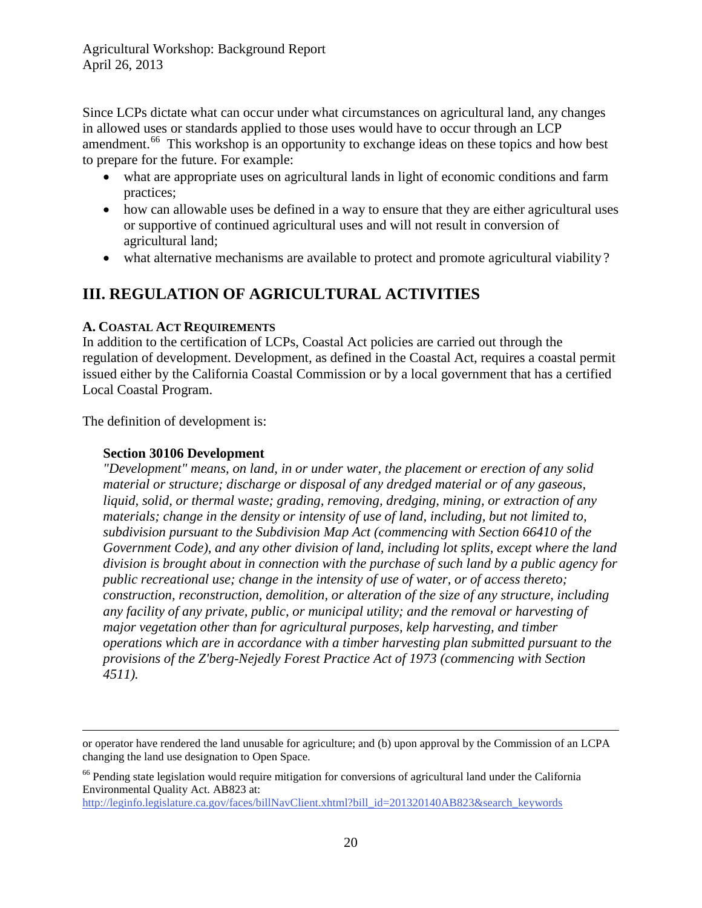Since LCPs dictate what can occur under what circumstances on agricultural land, any changes in allowed uses or standards applied to those uses would have to occur through an LCP amendment.[66] This workshop is an opportunity to exchange ideas on these topics and how best to prepare for the future. For example:

- what are appropriate uses on agricultural lands in light of economic conditions and farm practices;
- how can allowable uses be defined in a way to ensure that they are either agricultural uses or supportive of continued agricultural uses and will not result in conversion of agricultural land;
- what alternative mechanisms are available to protect and promote agricultural viability?

## III. REGULATION OF AGRICULTURAL ACTIVITIES

### A. Coastal Act Requirements

In addition to the certification of LCPs, Coastal Act policies are carried out through the regulation of development. Development, as defined in the Coastal Act, requires a coastal permit issued either by the California Coastal Commission or by a local government that has a certified Local Coastal Program.

The definition of development is:

> **Section 30106 Development**
> *"Development" means, on land, in or under water, the placement or erection of any solid material or structure; discharge or disposal of any dredged material or of any gaseous, liquid, solid, or thermal waste; grading, removing, dredging, mining, or extraction of any materials; change in the density or intensity of use of land, including, but not limited to, subdivision pursuant to the Subdivision Map Act (commencing with Section 66410 of the Government Code), and any other division of land, including lot splits, except where the land division is brought about in connection with the purchase of such land by a public agency for public recreational use; change in the intensity of use of water, or of access thereto; construction, reconstruction, demolition, or alteration of the size of any structure, including any facility of any private, public, or municipal utility; and the removal or harvesting of major vegetation other than for agricultural purposes, kelp harvesting, and timber operations which are in accordance with a timber harvesting plan submitted pursuant to the provisions of the Z'berg-Nejedly Forest Practice Act of 1973 (commencing with Section 4511).*

---

or operator have rendered the land unusable for agriculture; and (b) upon approval by the Commission of an LCPA changing the land use designation to Open Space.

[66] Pending state legislation would require mitigation for conversions of agricultural land under the California Environmental Quality Act. AB823 at: http://leginfo.legislature.ca.gov/faces/billNavClient.xhtml?bill_id=201320140AB823&search_keywords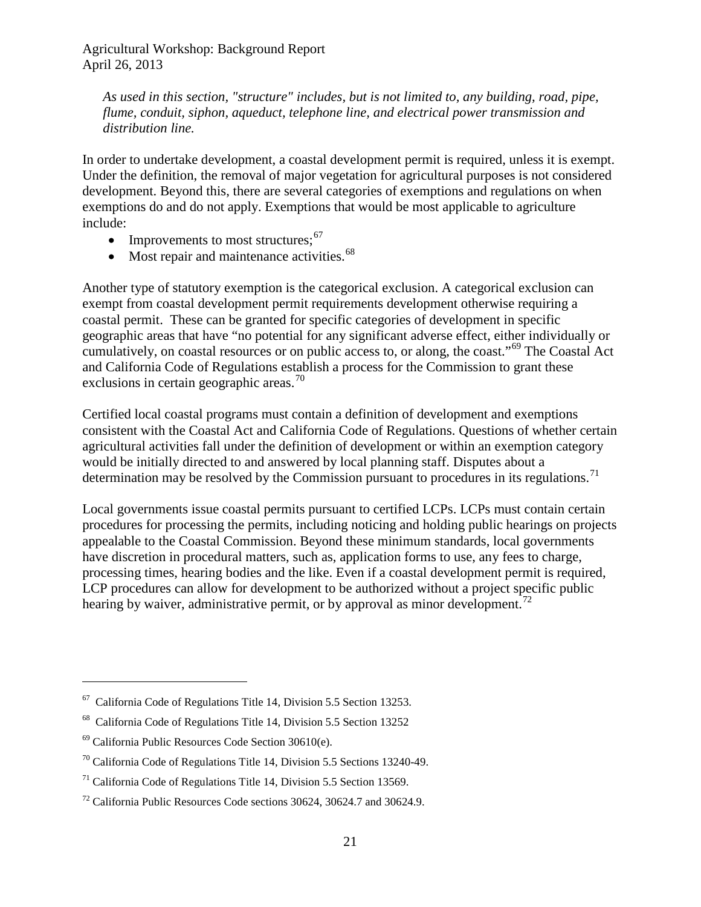*As used in this section, "structure" includes, but is not limited to, any building, road, pipe, flume, conduit, siphon, aqueduct, telephone line, and electrical power transmission and distribution line.*

In order to undertake development, a coastal development permit is required, unless it is exempt. Under the definition, the removal of major vegetation for agricultural purposes is not considered development. Beyond this, there are several categories of exemptions and regulations on when exemptions do and do not apply. Exemptions that would be most applicable to agriculture include:

- Improvements to most structures;[67]
- Most repair and maintenance activities.[68]

Another type of statutory exemption is the categorical exclusion. A categorical exclusion can exempt from coastal development permit requirements development otherwise requiring a coastal permit. These can be granted for specific categories of development in specific geographic areas that have "no potential for any significant adverse effect, either individually or cumulatively, on coastal resources or on public access to, or along, the coast."[69] The Coastal Act and California Code of Regulations establish a process for the Commission to grant these exclusions in certain geographic areas.[70]

Certified local coastal programs must contain a definition of development and exemptions consistent with the Coastal Act and California Code of Regulations. Questions of whether certain agricultural activities fall under the definition of development or within an exemption category would be initially directed to and answered by local planning staff. Disputes about a determination may be resolved by the Commission pursuant to procedures in its regulations.[71]

Local governments issue coastal permits pursuant to certified LCPs. LCPs must contain certain procedures for processing the permits, including noticing and holding public hearings on projects appealable to the Coastal Commission. Beyond these minimum standards, local governments have discretion in procedural matters, such as, application forms to use, any fees to charge, processing times, hearing bodies and the like. Even if a coastal development permit is required, LCP procedures can allow for development to be authorized without a project specific public hearing by waiver, administrative permit, or by approval as minor development.[72]

---

[67] California Code of Regulations Title 14, Division 5.5 Section 13253.

[68] California Code of Regulations Title 14, Division 5.5 Section 13252

[69] California Public Resources Code Section 30610(e).

[70] California Code of Regulations Title 14, Division 5.5 Sections 13240-49.

[71] California Code of Regulations Title 14, Division 5.5 Section 13569.

[72] California Public Resources Code sections 30624, 30624.7 and 30624.9.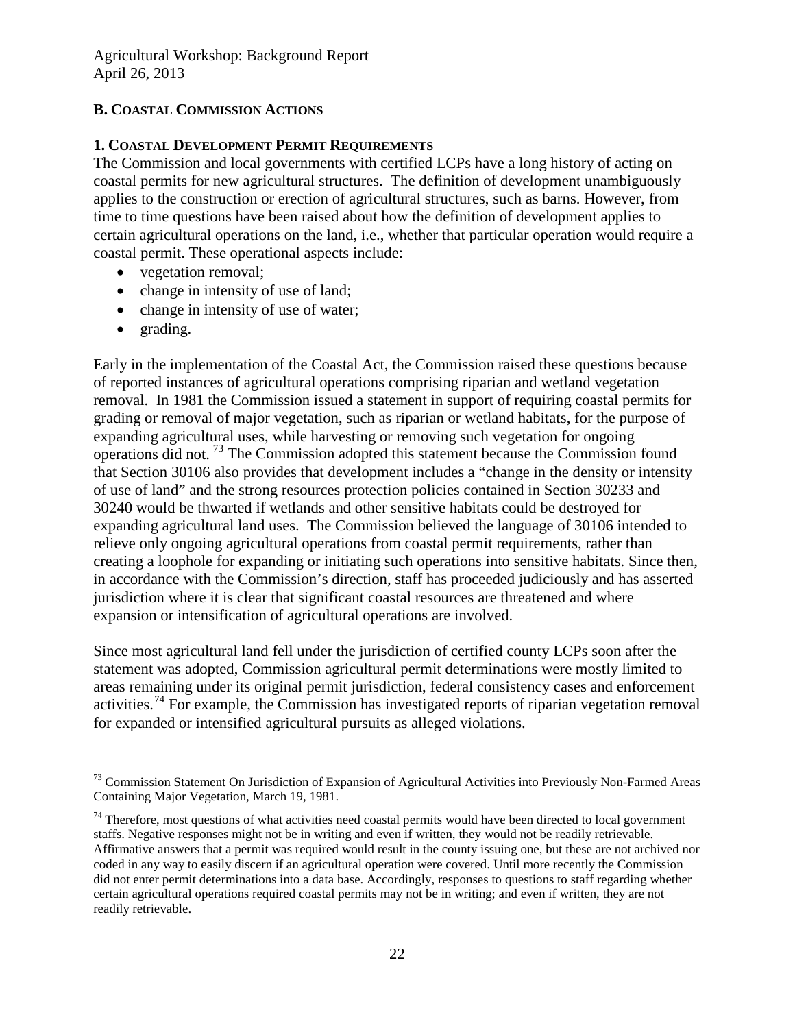## B. COASTAL COMMISSION ACTIONS

### 1. COASTAL DEVELOPMENT PERMIT REQUIREMENTS

The Commission and local governments with certified LCPs have a long history of acting on coastal permits for new agricultural structures. The definition of development unambiguously applies to the construction or erection of agricultural structures, such as barns. However, from time to time questions have been raised about how the definition of development applies to certain agricultural operations on the land, i.e., whether that particular operation would require a coastal permit. These operational aspects include:

- vegetation removal;
- change in intensity of use of land;
- change in intensity of use of water;
- grading.

Early in the implementation of the Coastal Act, the Commission raised these questions because of reported instances of agricultural operations comprising riparian and wetland vegetation removal. In 1981 the Commission issued a statement in support of requiring coastal permits for grading or removal of major vegetation, such as riparian or wetland habitats, for the purpose of expanding agricultural uses, while harvesting or removing such vegetation for ongoing operations did not. [73] The Commission adopted this statement because the Commission found that Section 30106 also provides that development includes a "change in the density or intensity of use of land" and the strong resources protection policies contained in Section 30233 and 30240 would be thwarted if wetlands and other sensitive habitats could be destroyed for expanding agricultural land uses. The Commission believed the language of 30106 intended to relieve only ongoing agricultural operations from coastal permit requirements, rather than creating a loophole for expanding or initiating such operations into sensitive habitats. Since then, in accordance with the Commission's direction, staff has proceeded judiciously and has asserted jurisdiction where it is clear that significant coastal resources are threatened and where expansion or intensification of agricultural operations are involved.

Since most agricultural land fell under the jurisdiction of certified county LCPs soon after the statement was adopted, Commission agricultural permit determinations were mostly limited to areas remaining under its original permit jurisdiction, federal consistency cases and enforcement activities.[74] For example, the Commission has investigated reports of riparian vegetation removal for expanded or intensified agricultural pursuits as alleged violations.

---

[73] Commission Statement On Jurisdiction of Expansion of Agricultural Activities into Previously Non-Farmed Areas Containing Major Vegetation, March 19, 1981.

[74] Therefore, most questions of what activities need coastal permits would have been directed to local government staffs. Negative responses might not be in writing and even if written, they would not be readily retrievable. Affirmative answers that a permit was required would result in the county issuing one, but these are not archived nor coded in any way to easily discern if an agricultural operation were covered. Until more recently the Commission did not enter permit determinations into a data base. Accordingly, responses to questions to staff regarding whether certain agricultural operations required coastal permits may not be in writing; and even if written, they are not readily retrievable.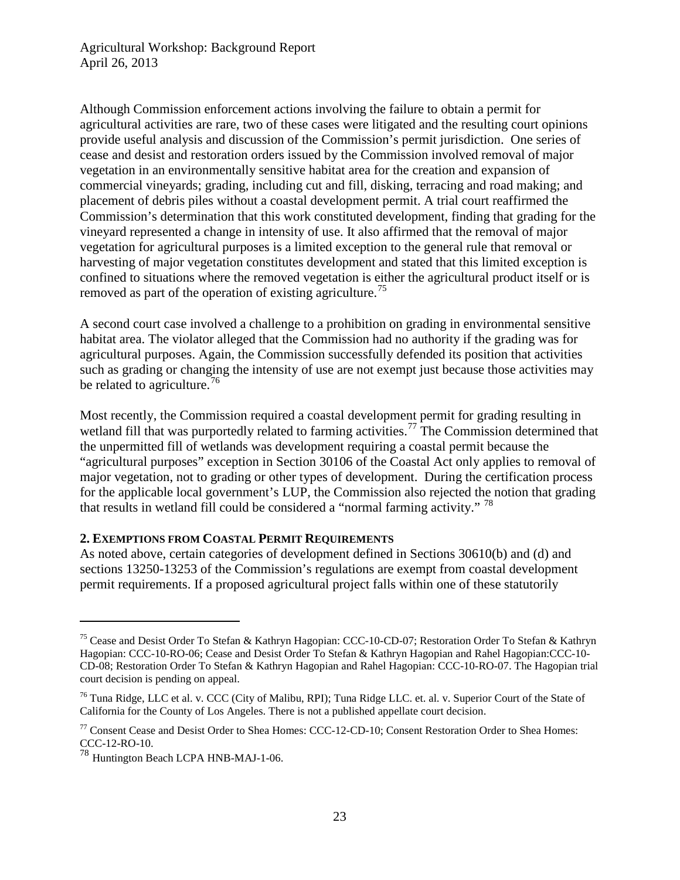Although Commission enforcement actions involving the failure to obtain a permit for agricultural activities are rare, two of these cases were litigated and the resulting court opinions provide useful analysis and discussion of the Commission's permit jurisdiction. One series of cease and desist and restoration orders issued by the Commission involved removal of major vegetation in an environmentally sensitive habitat area for the creation and expansion of commercial vineyards; grading, including cut and fill, disking, terracing and road making; and placement of debris piles without a coastal development permit. A trial court reaffirmed the Commission's determination that this work constituted development, finding that grading for the vineyard represented a change in intensity of use. It also affirmed that the removal of major vegetation for agricultural purposes is a limited exception to the general rule that removal or harvesting of major vegetation constitutes development and stated that this limited exception is confined to situations where the removed vegetation is either the agricultural product itself or is removed as part of the operation of existing agriculture.[75]

A second court case involved a challenge to a prohibition on grading in environmental sensitive habitat area. The violator alleged that the Commission had no authority if the grading was for agricultural purposes. Again, the Commission successfully defended its position that activities such as grading or changing the intensity of use are not exempt just because those activities may be related to agriculture.[76]

Most recently, the Commission required a coastal development permit for grading resulting in wetland fill that was purportedly related to farming activities.[77] The Commission determined that the unpermitted fill of wetlands was development requiring a coastal permit because the "agricultural purposes" exception in Section 30106 of the Coastal Act only applies to removal of major vegetation, not to grading or other types of development. During the certification process for the applicable local government's LUP, the Commission also rejected the notion that grading that results in wetland fill could be considered a "normal farming activity." [78]

**2. EXEMPTIONS FROM COASTAL PERMIT REQUIREMENTS**

As noted above, certain categories of development defined in Sections 30610(b) and (d) and sections 13250-13253 of the Commission's regulations are exempt from coastal development permit requirements. If a proposed agricultural project falls within one of these statutorily

---

[75] Cease and Desist Order To Stefan & Kathryn Hagopian: CCC-10-CD-07; Restoration Order To Stefan & Kathryn Hagopian: CCC-10-RO-06; Cease and Desist Order To Stefan & Kathryn Hagopian and Rahel Hagopian:CCC-10-CD-08; Restoration Order To Stefan & Kathryn Hagopian and Rahel Hagopian: CCC-10-RO-07. The Hagopian trial court decision is pending on appeal.

[76] Tuna Ridge, LLC et al. v. CCC (City of Malibu, RPI); Tuna Ridge LLC. et. al. v. Superior Court of the State of California for the County of Los Angeles. There is not a published appellate court decision.

[77] Consent Cease and Desist Order to Shea Homes: CCC-12-CD-10; Consent Restoration Order to Shea Homes: CCC-12-RO-10.

[78] Huntington Beach LCPA HNB-MAJ-1-06.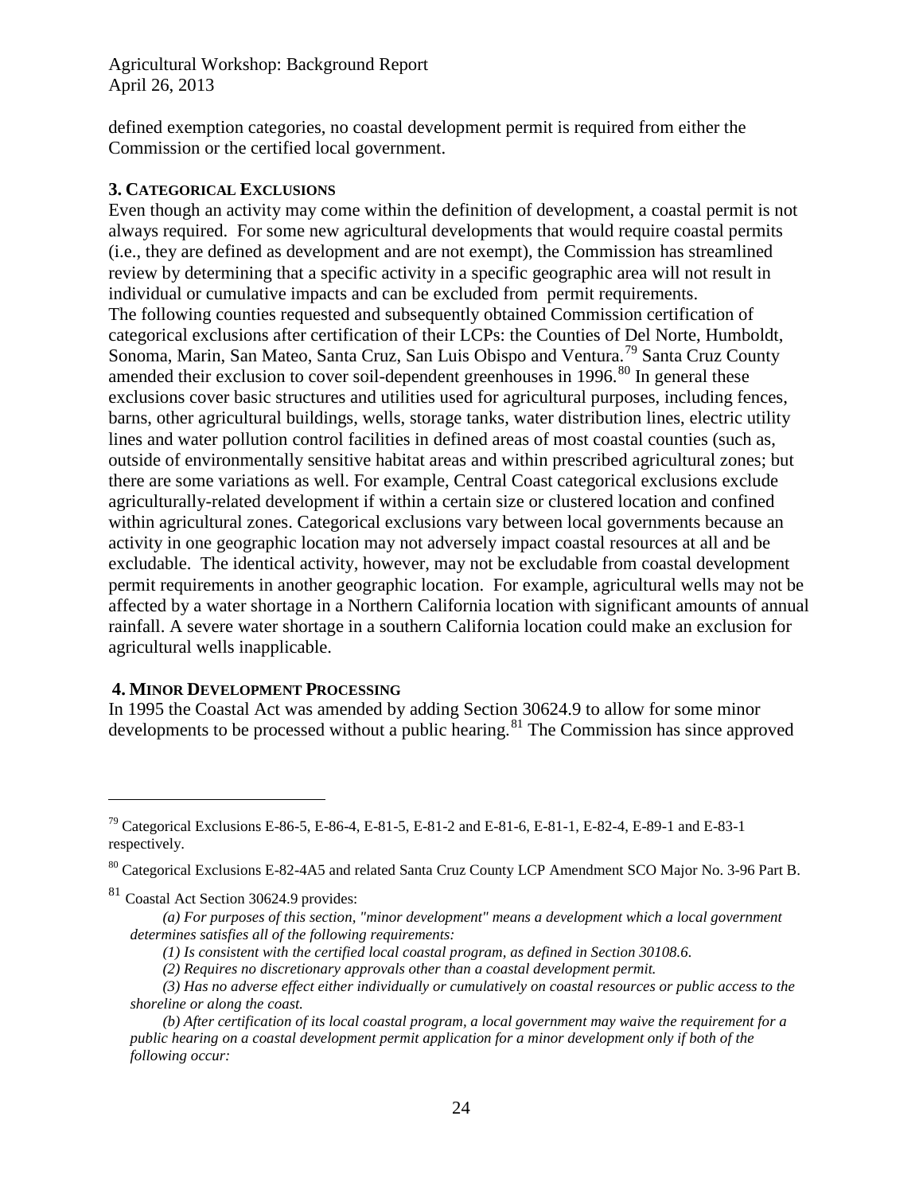defined exemption categories, no coastal development permit is required from either the Commission or the certified local government.

### 3. Categorical Exclusions

Even though an activity may come within the definition of development, a coastal permit is not always required. For some new agricultural developments that would require coastal permits (i.e., they are defined as development and are not exempt), the Commission has streamlined review by determining that a specific activity in a specific geographic area will not result in individual or cumulative impacts and can be excluded from permit requirements.

The following counties requested and subsequently obtained Commission certification of categorical exclusions after certification of their LCPs: the Counties of Del Norte, Humboldt, Sonoma, Marin, San Mateo, Santa Cruz, San Luis Obispo and Ventura.[79] Santa Cruz County amended their exclusion to cover soil-dependent greenhouses in 1996.[80] In general these exclusions cover basic structures and utilities used for agricultural purposes, including fences, barns, other agricultural buildings, wells, storage tanks, water distribution lines, electric utility lines and water pollution control facilities in defined areas of most coastal counties (such as, outside of environmentally sensitive habitat areas and within prescribed agricultural zones; but there are some variations as well. For example, Central Coast categorical exclusions exclude agriculturally-related development if within a certain size or clustered location and confined within agricultural zones. Categorical exclusions vary between local governments because an activity in one geographic location may not adversely impact coastal resources at all and be excludable. The identical activity, however, may not be excludable from coastal development permit requirements in another geographic location. For example, agricultural wells may not be affected by a water shortage in a Northern California location with significant amounts of annual rainfall. A severe water shortage in a southern California location could make an exclusion for agricultural wells inapplicable.

### 4. Minor Development Processing

In 1995 the Coastal Act was amended by adding Section 30624.9 to allow for some minor developments to be processed without a public hearing.[81] The Commission has since approved

---

[79] Categorical Exclusions E-86-5, E-86-4, E-81-5, E-81-2 and E-81-6, E-81-1, E-82-4, E-89-1 and E-83-1 respectively.

[80] Categorical Exclusions E-82-4A5 and related Santa Cruz County LCP Amendment SCO Major No. 3-96 Part B.

[81] Coastal Act Section 30624.9 provides:

*(a) For purposes of this section, "minor development" means a development which a local government determines satisfies all of the following requirements:*

*(1) Is consistent with the certified local coastal program, as defined in Section 30108.6.*

*(2) Requires no discretionary approvals other than a coastal development permit.*

*(3) Has no adverse effect either individually or cumulatively on coastal resources or public access to the shoreline or along the coast.*

*(b) After certification of its local coastal program, a local government may waive the requirement for a public hearing on a coastal development permit application for a minor development only if both of the following occur:*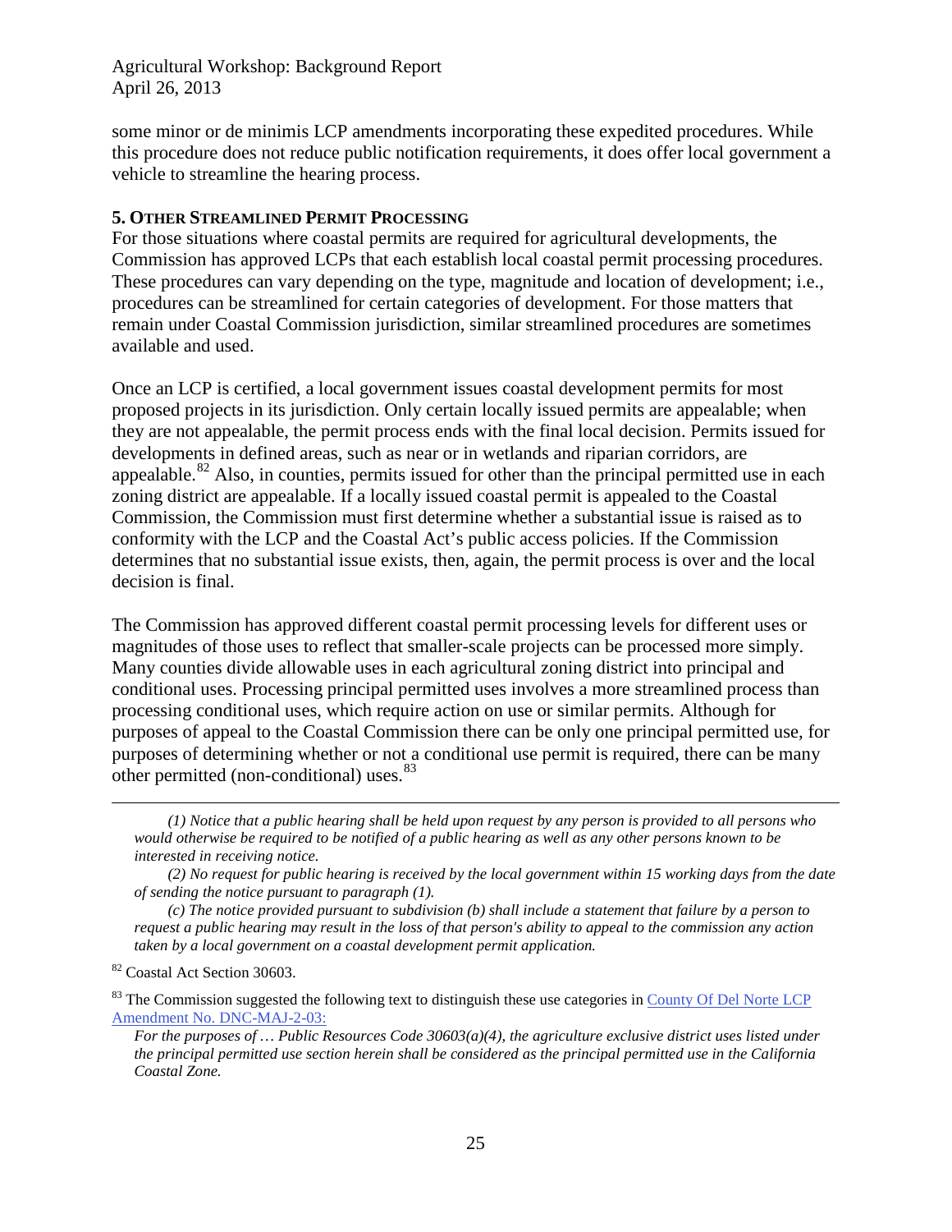some minor or de minimis LCP amendments incorporating these expedited procedures. While this procedure does not reduce public notification requirements, it does offer local government a vehicle to streamline the hearing process.

**5. OTHER STREAMLINED PERMIT PROCESSING**

For those situations where coastal permits are required for agricultural developments, the Commission has approved LCPs that each establish local coastal permit processing procedures. These procedures can vary depending on the type, magnitude and location of development; i.e., procedures can be streamlined for certain categories of development. For those matters that remain under Coastal Commission jurisdiction, similar streamlined procedures are sometimes available and used.

Once an LCP is certified, a local government issues coastal development permits for most proposed projects in its jurisdiction. Only certain locally issued permits are appealable; when they are not appealable, the permit process ends with the final local decision. Permits issued for developments in defined areas, such as near or in wetlands and riparian corridors, are appealable.[82] Also, in counties, permits issued for other than the principal permitted use in each zoning district are appealable. If a locally issued coastal permit is appealed to the Coastal Commission, the Commission must first determine whether a substantial issue is raised as to conformity with the LCP and the Coastal Act's public access policies. If the Commission determines that no substantial issue exists, then, again, the permit process is over and the local decision is final.

The Commission has approved different coastal permit processing levels for different uses or magnitudes of those uses to reflect that smaller-scale projects can be processed more simply. Many counties divide allowable uses in each agricultural zoning district into principal and conditional uses. Processing principal permitted uses involves a more streamlined process than processing conditional uses, which require action on use or similar permits. Although for purposes of appeal to the Coastal Commission there can be only one principal permitted use, for purposes of determining whether or not a conditional use permit is required, there can be many other permitted (non-conditional) uses.[83]

---

*(1) Notice that a public hearing shall be held upon request by any person is provided to all persons who would otherwise be required to be notified of a public hearing as well as any other persons known to be interested in receiving notice.*

*(2) No request for public hearing is received by the local government within 15 working days from the date of sending the notice pursuant to paragraph (1).*

*(c) The notice provided pursuant to subdivision (b) shall include a statement that failure by a person to request a public hearing may result in the loss of that person's ability to appeal to the commission any action taken by a local government on a coastal development permit application.*

[82] Coastal Act Section 30603.

[83] The Commission suggested the following text to distinguish these use categories in County Of Del Norte LCP Amendment No. DNC-MAJ-2-03:

*For the purposes of … Public Resources Code 30603(a)(4), the agriculture exclusive district uses listed under the principal permitted use section herein shall be considered as the principal permitted use in the California Coastal Zone.*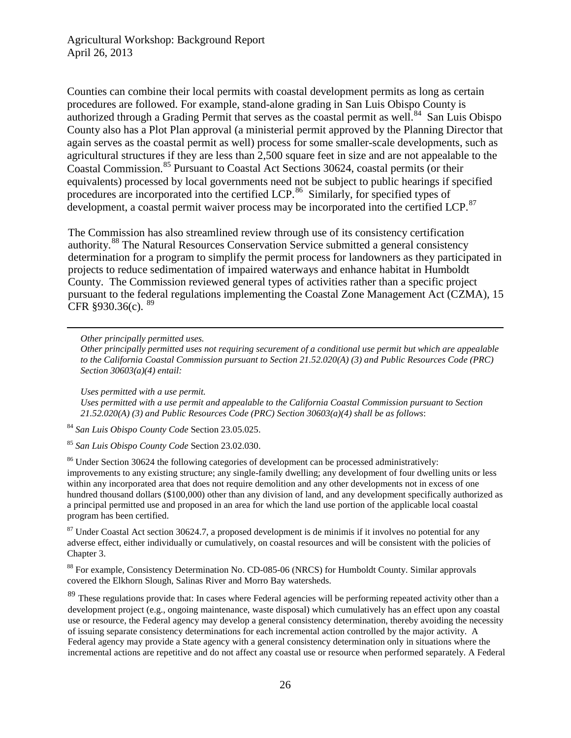Counties can combine their local permits with coastal development permits as long as certain procedures are followed. For example, stand-alone grading in San Luis Obispo County is authorized through a Grading Permit that serves as the coastal permit as well.[84] San Luis Obispo County also has a Plot Plan approval (a ministerial permit approved by the Planning Director that again serves as the coastal permit as well) process for some smaller-scale developments, such as agricultural structures if they are less than 2,500 square feet in size and are not appealable to the Coastal Commission.[85] Pursuant to Coastal Act Sections 30624, coastal permits (or their equivalents) processed by local governments need not be subject to public hearings if specified procedures are incorporated into the certified LCP.[86] Similarly, for specified types of development, a coastal permit waiver process may be incorporated into the certified LCP.[87]

The Commission has also streamlined review through use of its consistency certification authority.[88] The Natural Resources Conservation Service submitted a general consistency determination for a program to simplify the permit process for landowners as they participated in projects to reduce sedimentation of impaired waterways and enhance habitat in Humboldt County. The Commission reviewed general types of activities rather than a specific project pursuant to the federal regulations implementing the Coastal Zone Management Act (CZMA), 15 CFR §930.36(c). [89]

---

*Other principally permitted uses.*
*Other principally permitted uses not requiring securement of a conditional use permit but which are appealable to the California Coastal Commission pursuant to Section 21.52.020(A) (3) and Public Resources Code (PRC) Section 30603(a)(4) entail:*

*Uses permitted with a use permit.*
*Uses permitted with a use permit and appealable to the California Coastal Commission pursuant to Section 21.52.020(A) (3) and Public Resources Code (PRC) Section 30603(a)(4) shall be as follows*:

[84] *San Luis Obispo County Code* Section 23.05.025.

[85] *San Luis Obispo County Code* Section 23.02.030.

[86] Under Section 30624 the following categories of development can be processed administratively: improvements to any existing structure; any single-family dwelling; any development of four dwelling units or less within any incorporated area that does not require demolition and any other developments not in excess of one hundred thousand dollars ($100,000) other than any division of land, and any development specifically authorized as a principal permitted use and proposed in an area for which the land use portion of the applicable local coastal program has been certified.

[87] Under Coastal Act section 30624.7, a proposed development is de minimis if it involves no potential for any adverse effect, either individually or cumulatively, on coastal resources and will be consistent with the policies of Chapter 3.

[88] For example, Consistency Determination No. CD-085-06 (NRCS) for Humboldt County. Similar approvals covered the Elkhorn Slough, Salinas River and Morro Bay watersheds.

[89] These regulations provide that: In cases where Federal agencies will be performing repeated activity other than a development project (e.g., ongoing maintenance, waste disposal) which cumulatively has an effect upon any coastal use or resource, the Federal agency may develop a general consistency determination, thereby avoiding the necessity of issuing separate consistency determinations for each incremental action controlled by the major activity. A Federal agency may provide a State agency with a general consistency determination only in situations where the incremental actions are repetitive and do not affect any coastal use or resource when performed separately. A Federal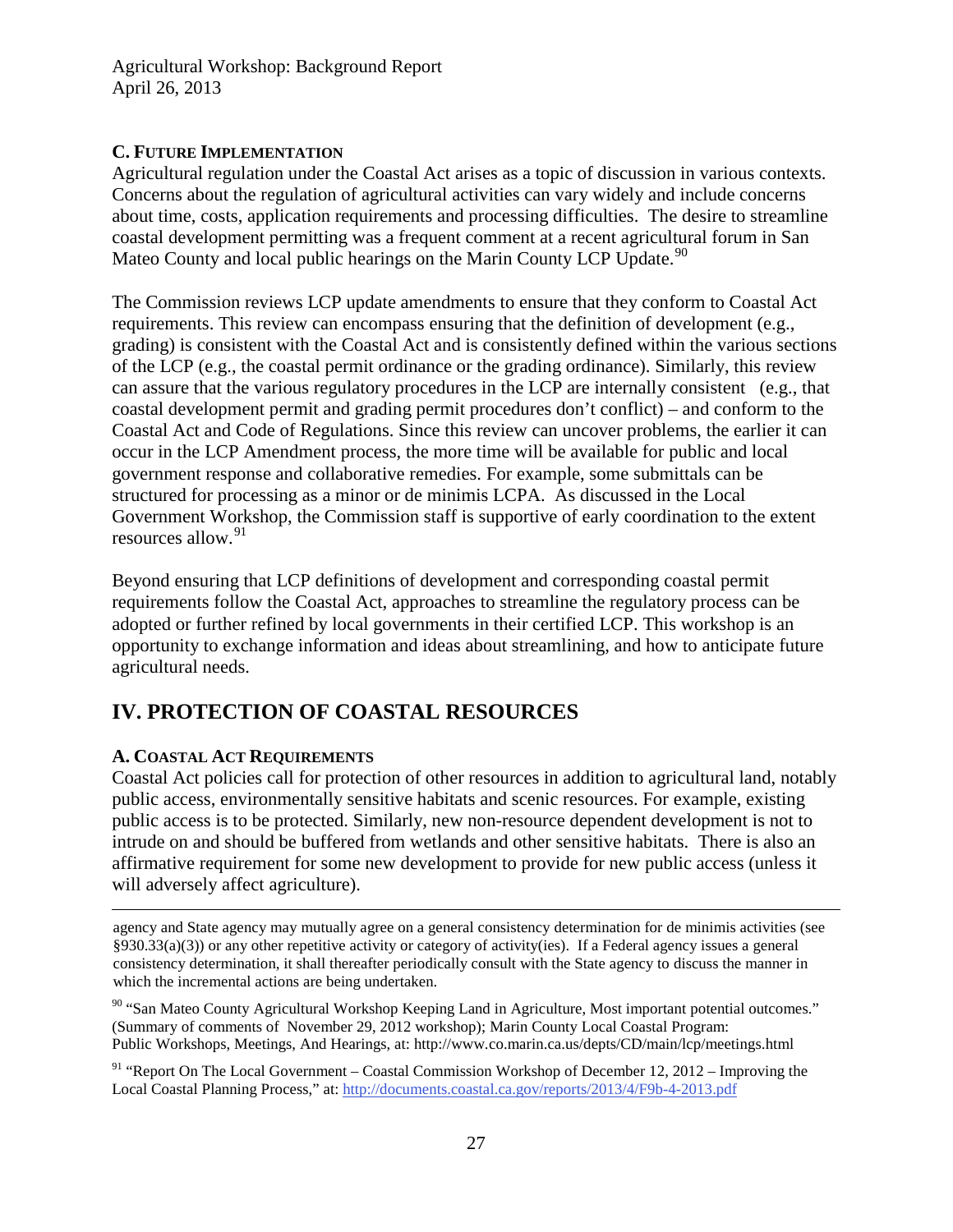### C. Future Implementation

Agricultural regulation under the Coastal Act arises as a topic of discussion in various contexts. Concerns about the regulation of agricultural activities can vary widely and include concerns about time, costs, application requirements and processing difficulties. The desire to streamline coastal development permitting was a frequent comment at a recent agricultural forum in San Mateo County and local public hearings on the Marin County LCP Update.[90]

The Commission reviews LCP update amendments to ensure that they conform to Coastal Act requirements. This review can encompass ensuring that the definition of development (e.g., grading) is consistent with the Coastal Act and is consistently defined within the various sections of the LCP (e.g., the coastal permit ordinance or the grading ordinance). Similarly, this review can assure that the various regulatory procedures in the LCP are internally consistent (e.g., that coastal development permit and grading permit procedures don't conflict) – and conform to the Coastal Act and Code of Regulations. Since this review can uncover problems, the earlier it can occur in the LCP Amendment process, the more time will be available for public and local government response and collaborative remedies. For example, some submittals can be structured for processing as a minor or de minimis LCPA. As discussed in the Local Government Workshop, the Commission staff is supportive of early coordination to the extent resources allow.[91]

Beyond ensuring that LCP definitions of development and corresponding coastal permit requirements follow the Coastal Act, approaches to streamline the regulatory process can be adopted or further refined by local governments in their certified LCP. This workshop is an opportunity to exchange information and ideas about streamlining, and how to anticipate future agricultural needs.

## IV. PROTECTION OF COASTAL RESOURCES

### A. Coastal Act Requirements

Coastal Act policies call for protection of other resources in addition to agricultural land, notably public access, environmentally sensitive habitats and scenic resources. For example, existing public access is to be protected. Similarly, new non-resource dependent development is not to intrude on and should be buffered from wetlands and other sensitive habitats. There is also an affirmative requirement for some new development to provide for new public access (unless it will adversely affect agriculture).

---

agency and State agency may mutually agree on a general consistency determination for de minimis activities (see §930.33(a)(3)) or any other repetitive activity or category of activity(ies). If a Federal agency issues a general consistency determination, it shall thereafter periodically consult with the State agency to discuss the manner in which the incremental actions are being undertaken.

[90] "San Mateo County Agricultural Workshop Keeping Land in Agriculture, Most important potential outcomes." (Summary of comments of November 29, 2012 workshop); Marin County Local Coastal Program: Public Workshops, Meetings, And Hearings, at: http://www.co.marin.ca.us/depts/CD/main/lcp/meetings.html

[91] "Report On The Local Government – Coastal Commission Workshop of December 12, 2012 – Improving the Local Coastal Planning Process," at: http://documents.coastal.ca.gov/reports/2013/4/F9b-4-2013.pdf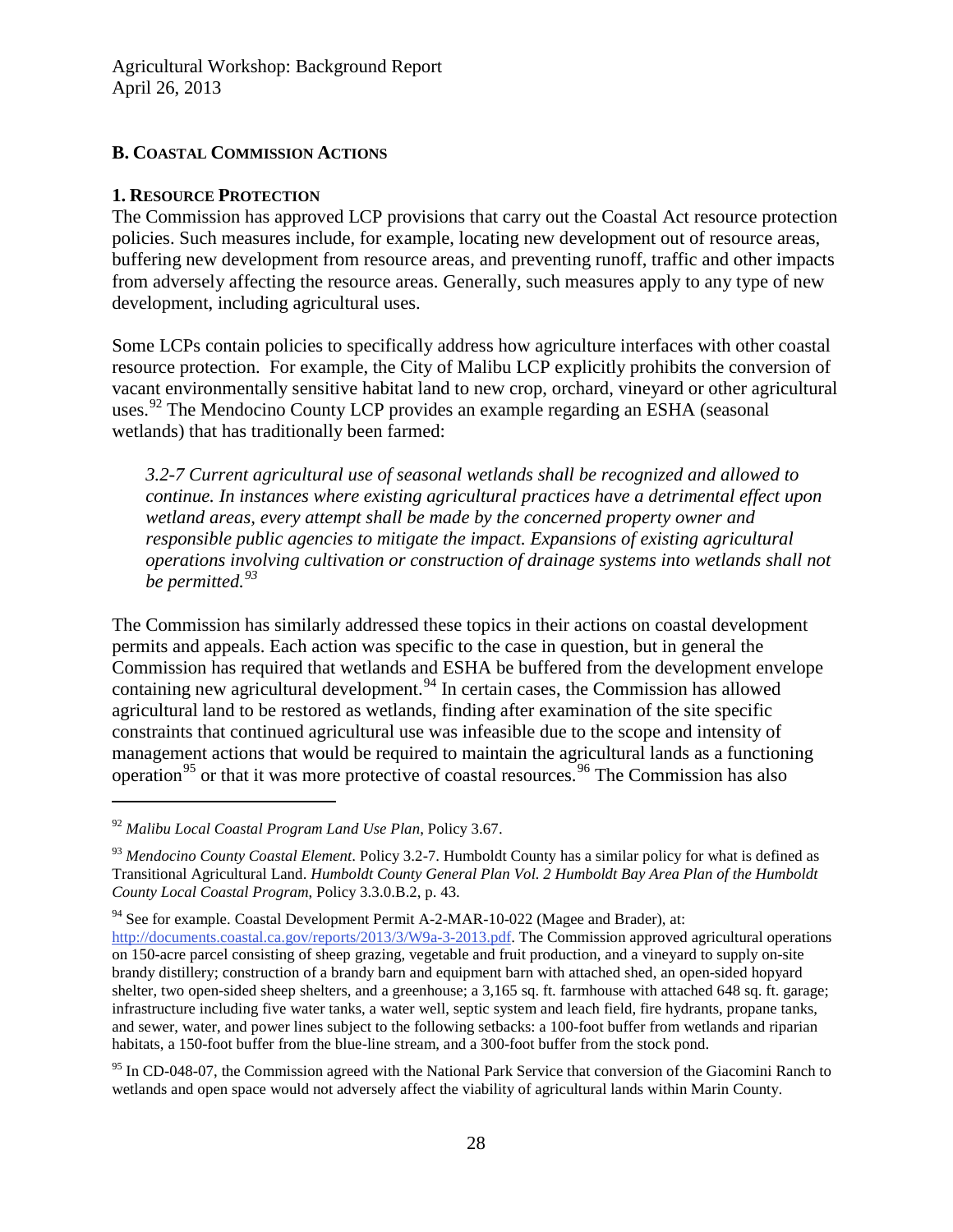## B. Coastal Commission Actions

### 1. Resource Protection

The Commission has approved LCP provisions that carry out the Coastal Act resource protection policies. Such measures include, for example, locating new development out of resource areas, buffering new development from resource areas, and preventing runoff, traffic and other impacts from adversely affecting the resource areas. Generally, such measures apply to any type of new development, including agricultural uses.

Some LCPs contain policies to specifically address how agriculture interfaces with other coastal resource protection. For example, the City of Malibu LCP explicitly prohibits the conversion of vacant environmentally sensitive habitat land to new crop, orchard, vineyard or other agricultural uses.[92] The Mendocino County LCP provides an example regarding an ESHA (seasonal wetlands) that has traditionally been farmed:

> *3.2-7 Current agricultural use of seasonal wetlands shall be recognized and allowed to continue. In instances where existing agricultural practices have a detrimental effect upon wetland areas, every attempt shall be made by the concerned property owner and responsible public agencies to mitigate the impact. Expansions of existing agricultural operations involving cultivation or construction of drainage systems into wetlands shall not be permitted.*[93]

The Commission has similarly addressed these topics in their actions on coastal development permits and appeals. Each action was specific to the case in question, but in general the Commission has required that wetlands and ESHA be buffered from the development envelope containing new agricultural development.[94] In certain cases, the Commission has allowed agricultural land to be restored as wetlands, finding after examination of the site specific constraints that continued agricultural use was infeasible due to the scope and intensity of management actions that would be required to maintain the agricultural lands as a functioning operation[95] or that it was more protective of coastal resources.[96] The Commission has also

---

[92] *Malibu Local Coastal Program Land Use Plan*, Policy 3.67.

[93] *Mendocino County Coastal Element*. Policy 3.2-7. Humboldt County has a similar policy for what is defined as Transitional Agricultural Land. *Humboldt County General Plan Vol. 2 Humboldt Bay Area Plan of the Humboldt County Local Coastal Program*, Policy 3.3.0.B.2, p. 43.

[94] See for example. Coastal Development Permit A-2-MAR-10-022 (Magee and Brader), at: http://documents.coastal.ca.gov/reports/2013/3/W9a-3-2013.pdf. The Commission approved agricultural operations on 150-acre parcel consisting of sheep grazing, vegetable and fruit production, and a vineyard to supply on-site brandy distillery; construction of a brandy barn and equipment barn with attached shed, an open-sided hopyard shelter, two open-sided sheep shelters, and a greenhouse; a 3,165 sq. ft. farmhouse with attached 648 sq. ft. garage; infrastructure including five water tanks, a water well, septic system and leach field, fire hydrants, propane tanks, and sewer, water, and power lines subject to the following setbacks: a 100-foot buffer from wetlands and riparian habitats, a 150-foot buffer from the blue-line stream, and a 300-foot buffer from the stock pond.

[95] In CD-048-07, the Commission agreed with the National Park Service that conversion of the Giacomini Ranch to wetlands and open space would not adversely affect the viability of agricultural lands within Marin County.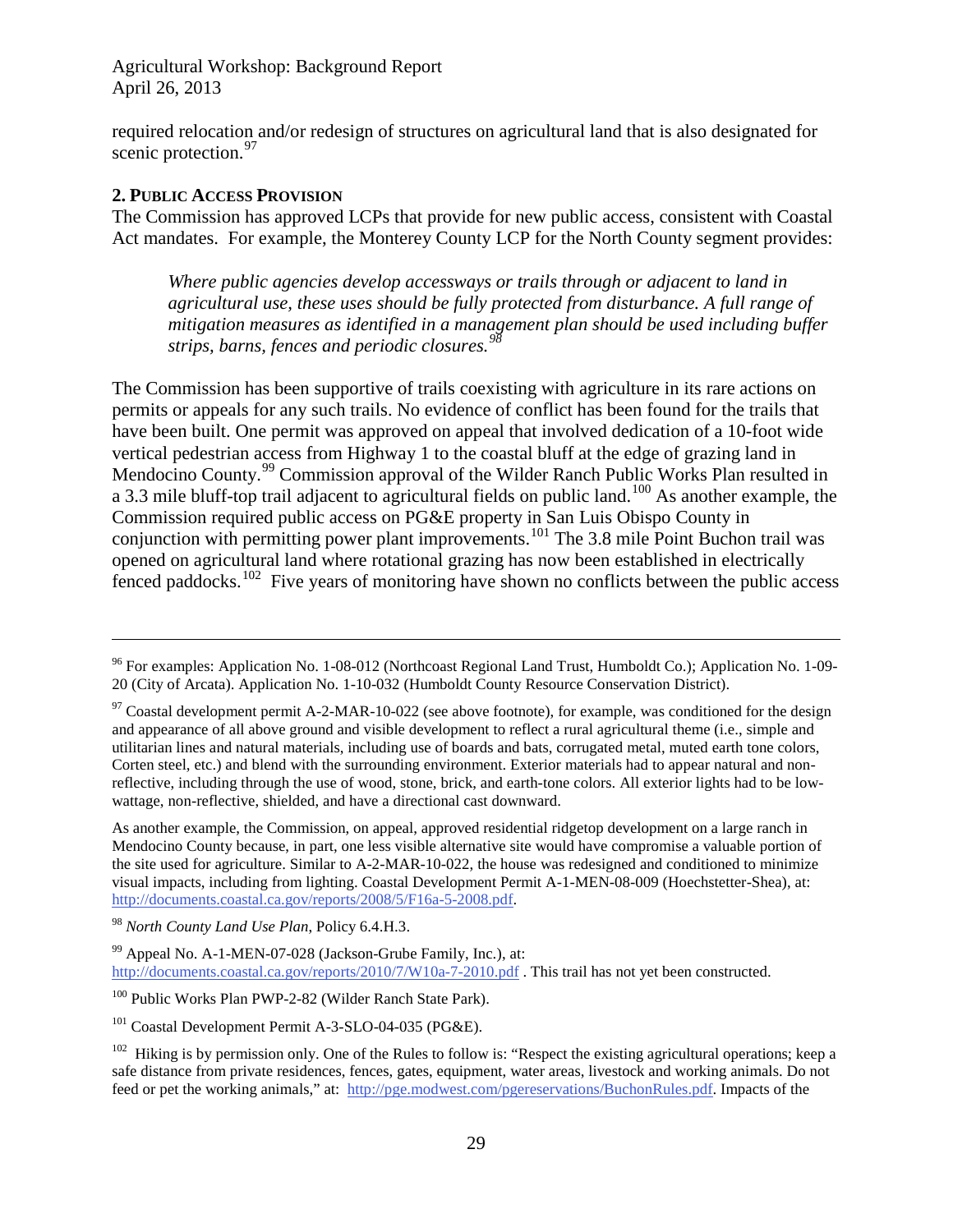required relocation and/or redesign of structures on agricultural land that is also designated for scenic protection.[97]

### 2. Public Access Provision

The Commission has approved LCPs that provide for new public access, consistent with Coastal Act mandates. For example, the Monterey County LCP for the North County segment provides:

> *Where public agencies develop accessways or trails through or adjacent to land in agricultural use, these uses should be fully protected from disturbance. A full range of mitigation measures as identified in a management plan should be used including buffer strips, barns, fences and periodic closures.*[98]

The Commission has been supportive of trails coexisting with agriculture in its rare actions on permits or appeals for any such trails. No evidence of conflict has been found for the trails that have been built. One permit was approved on appeal that involved dedication of a 10-foot wide vertical pedestrian access from Highway 1 to the coastal bluff at the edge of grazing land in Mendocino County.[99] Commission approval of the Wilder Ranch Public Works Plan resulted in a 3.3 mile bluff-top trail adjacent to agricultural fields on public land.[100] As another example, the Commission required public access on PG&E property in San Luis Obispo County in conjunction with permitting power plant improvements.[101] The 3.8 mile Point Buchon trail was opened on agricultural land where rotational grazing has now been established in electrically fenced paddocks.[102] Five years of monitoring have shown no conflicts between the public access

---

[96] For examples: Application No. 1-08-012 (Northcoast Regional Land Trust, Humboldt Co.); Application No. 1-09-20 (City of Arcata). Application No. 1-10-032 (Humboldt County Resource Conservation District).

[97] Coastal development permit A-2-MAR-10-022 (see above footnote), for example, was conditioned for the design and appearance of all above ground and visible development to reflect a rural agricultural theme (i.e., simple and utilitarian lines and natural materials, including use of boards and bats, corrugated metal, muted earth tone colors, Corten steel, etc.) and blend with the surrounding environment. Exterior materials had to appear natural and non-reflective, including through the use of wood, stone, brick, and earth-tone colors. All exterior lights had to be low-wattage, non-reflective, shielded, and have a directional cast downward.

As another example, the Commission, on appeal, approved residential ridgetop development on a large ranch in Mendocino County because, in part, one less visible alternative site would have compromise a valuable portion of the site used for agriculture. Similar to A-2-MAR-10-022, the house was redesigned and conditioned to minimize visual impacts, including from lighting. Coastal Development Permit A-1-MEN-08-009 (Hoechstetter-Shea), at: http://documents.coastal.ca.gov/reports/2008/5/F16a-5-2008.pdf.

[98] *North County Land Use Plan*, Policy 6.4.H.3.

[99] Appeal No. A-1-MEN-07-028 (Jackson-Grube Family, Inc.), at: http://documents.coastal.ca.gov/reports/2010/7/W10a-7-2010.pdf . This trail has not yet been constructed.

[100] Public Works Plan PWP-2-82 (Wilder Ranch State Park).

[101] Coastal Development Permit A-3-SLO-04-035 (PG&E).

[102] Hiking is by permission only. One of the Rules to follow is: "Respect the existing agricultural operations; keep a safe distance from private residences, fences, gates, equipment, water areas, livestock and working animals. Do not feed or pet the working animals," at: http://pge.modwest.com/pgereservations/BuchonRules.pdf. Impacts of the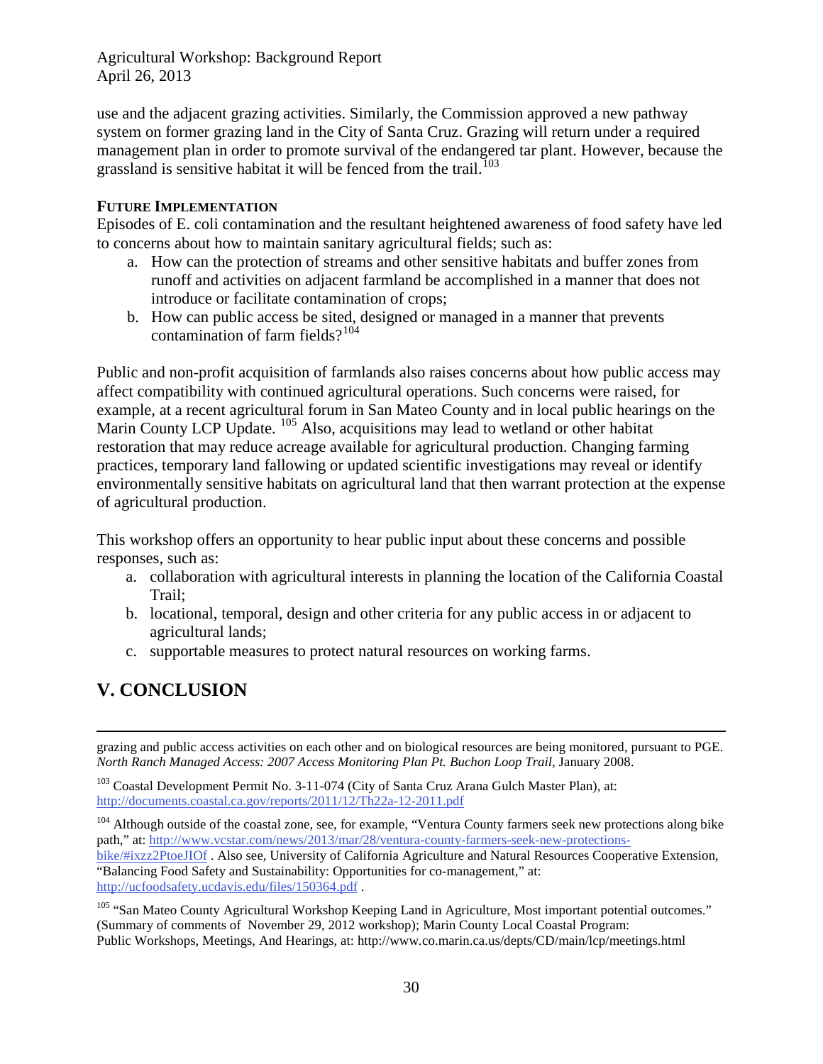use and the adjacent grazing activities. Similarly, the Commission approved a new pathway system on former grazing land in the City of Santa Cruz. Grazing will return under a required management plan in order to promote survival of the endangered tar plant. However, because the grassland is sensitive habitat it will be fenced from the trail.[103]

**FUTURE IMPLEMENTATION**

Episodes of E. coli contamination and the resultant heightened awareness of food safety have led to concerns about how to maintain sanitary agricultural fields; such as:

a. How can the protection of streams and other sensitive habitats and buffer zones from runoff and activities on adjacent farmland be accomplished in a manner that does not introduce or facilitate contamination of crops;
b. How can public access be sited, designed or managed in a manner that prevents contamination of farm fields?[104]

Public and non-profit acquisition of farmlands also raises concerns about how public access may affect compatibility with continued agricultural operations. Such concerns were raised, for example, at a recent agricultural forum in San Mateo County and in local public hearings on the Marin County LCP Update. [105] Also, acquisitions may lead to wetland or other habitat restoration that may reduce acreage available for agricultural production. Changing farming practices, temporary land fallowing or updated scientific investigations may reveal or identify environmentally sensitive habitats on agricultural land that then warrant protection at the expense of agricultural production.

This workshop offers an opportunity to hear public input about these concerns and possible responses, such as:

a. collaboration with agricultural interests in planning the location of the California Coastal Trail;
b. locational, temporal, design and other criteria for any public access in or adjacent to agricultural lands;
c. supportable measures to protect natural resources on working farms.

## V. CONCLUSION

---

grazing and public access activities on each other and on biological resources are being monitored, pursuant to PGE. *North Ranch Managed Access: 2007 Access Monitoring Plan Pt. Buchon Loop Trail*, January 2008.

[103] Coastal Development Permit No. 3-11-074 (City of Santa Cruz Arana Gulch Master Plan), at: http://documents.coastal.ca.gov/reports/2011/12/Th22a-12-2011.pdf

[104] Although outside of the coastal zone, see, for example, "Ventura County farmers seek new protections along bike path," at: http://www.vcstar.com/news/2013/mar/28/ventura-county-farmers-seek-new-protections-bike/#ixzz2PtoeJIOf . Also see, University of California Agriculture and Natural Resources Cooperative Extension, "Balancing Food Safety and Sustainability: Opportunities for co-management," at: http://ucfoodsafety.ucdavis.edu/files/150364.pdf .

[105] "San Mateo County Agricultural Workshop Keeping Land in Agriculture, Most important potential outcomes." (Summary of comments of November 29, 2012 workshop); Marin County Local Coastal Program: Public Workshops, Meetings, And Hearings, at: http://www.co.marin.ca.us/depts/CD/main/lcp/meetings.html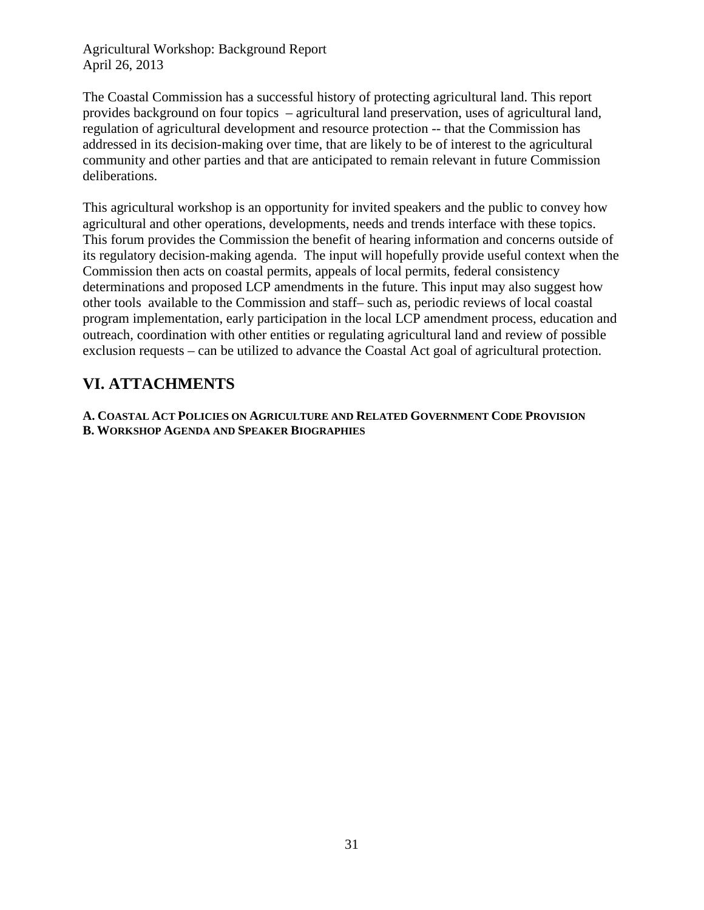The Coastal Commission has a successful history of protecting agricultural land. This report provides background on four topics – agricultural land preservation, uses of agricultural land, regulation of agricultural development and resource protection -- that the Commission has addressed in its decision-making over time, that are likely to be of interest to the agricultural community and other parties and that are anticipated to remain relevant in future Commission deliberations.

This agricultural workshop is an opportunity for invited speakers and the public to convey how agricultural and other operations, developments, needs and trends interface with these topics. This forum provides the Commission the benefit of hearing information and concerns outside of its regulatory decision-making agenda. The input will hopefully provide useful context when the Commission then acts on coastal permits, appeals of local permits, federal consistency determinations and proposed LCP amendments in the future. This input may also suggest how other tools available to the Commission and staff– such as, periodic reviews of local coastal program implementation, early participation in the local LCP amendment process, education and outreach, coordination with other entities or regulating agricultural land and review of possible exclusion requests – can be utilized to advance the Coastal Act goal of agricultural protection.

## VI. ATTACHMENTS

**A. COASTAL ACT POLICIES ON AGRICULTURE AND RELATED GOVERNMENT CODE PROVISION**
**B. WORKSHOP AGENDA AND SPEAKER BIOGRAPHIES**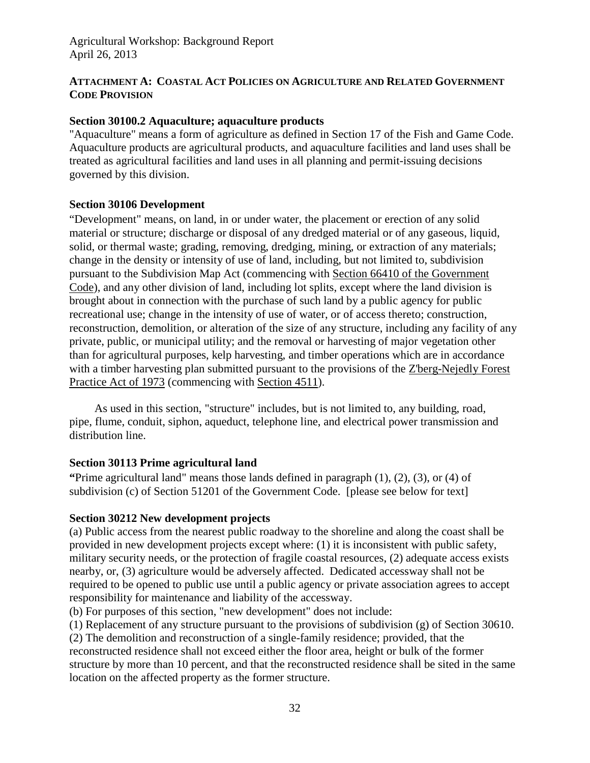## ATTACHMENT A: COASTAL ACT POLICIES ON AGRICULTURE AND RELATED GOVERNMENT CODE PROVISION

### Section 30100.2 Aquaculture; aquaculture products

"Aquaculture" means a form of agriculture as defined in Section 17 of the Fish and Game Code. Aquaculture products are agricultural products, and aquaculture facilities and land uses shall be treated as agricultural facilities and land uses in all planning and permit-issuing decisions governed by this division.

### Section 30106 Development

"Development" means, on land, in or under water, the placement or erection of any solid material or structure; discharge or disposal of any dredged material or of any gaseous, liquid, solid, or thermal waste; grading, removing, dredging, mining, or extraction of any materials; change in the density or intensity of use of land, including, but not limited to, subdivision pursuant to the Subdivision Map Act (commencing with Section 66410 of the Government Code), and any other division of land, including lot splits, except where the land division is brought about in connection with the purchase of such land by a public agency for public recreational use; change in the intensity of use of water, or of access thereto; construction, reconstruction, demolition, or alteration of the size of any structure, including any facility of any private, public, or municipal utility; and the removal or harvesting of major vegetation other than for agricultural purposes, kelp harvesting, and timber operations which are in accordance with a timber harvesting plan submitted pursuant to the provisions of the Z'berg-Nejedly Forest Practice Act of 1973 (commencing with Section 4511).

As used in this section, "structure" includes, but is not limited to, any building, road, pipe, flume, conduit, siphon, aqueduct, telephone line, and electrical power transmission and distribution line.

### Section 30113 Prime agricultural land

"Prime agricultural land" means those lands defined in paragraph (1), (2), (3), or (4) of subdivision (c) of Section 51201 of the Government Code. [please see below for text]

### Section 30212 New development projects

(a) Public access from the nearest public roadway to the shoreline and along the coast shall be provided in new development projects except where: (1) it is inconsistent with public safety, military security needs, or the protection of fragile coastal resources, (2) adequate access exists nearby, or, (3) agriculture would be adversely affected. Dedicated accessway shall not be required to be opened to public use until a public agency or private association agrees to accept responsibility for maintenance and liability of the accessway.

(b) For purposes of this section, "new development" does not include:

(1) Replacement of any structure pursuant to the provisions of subdivision (g) of Section 30610.

(2) The demolition and reconstruction of a single-family residence; provided, that the reconstructed residence shall not exceed either the floor area, height or bulk of the former structure by more than 10 percent, and that the reconstructed residence shall be sited in the same location on the affected property as the former structure.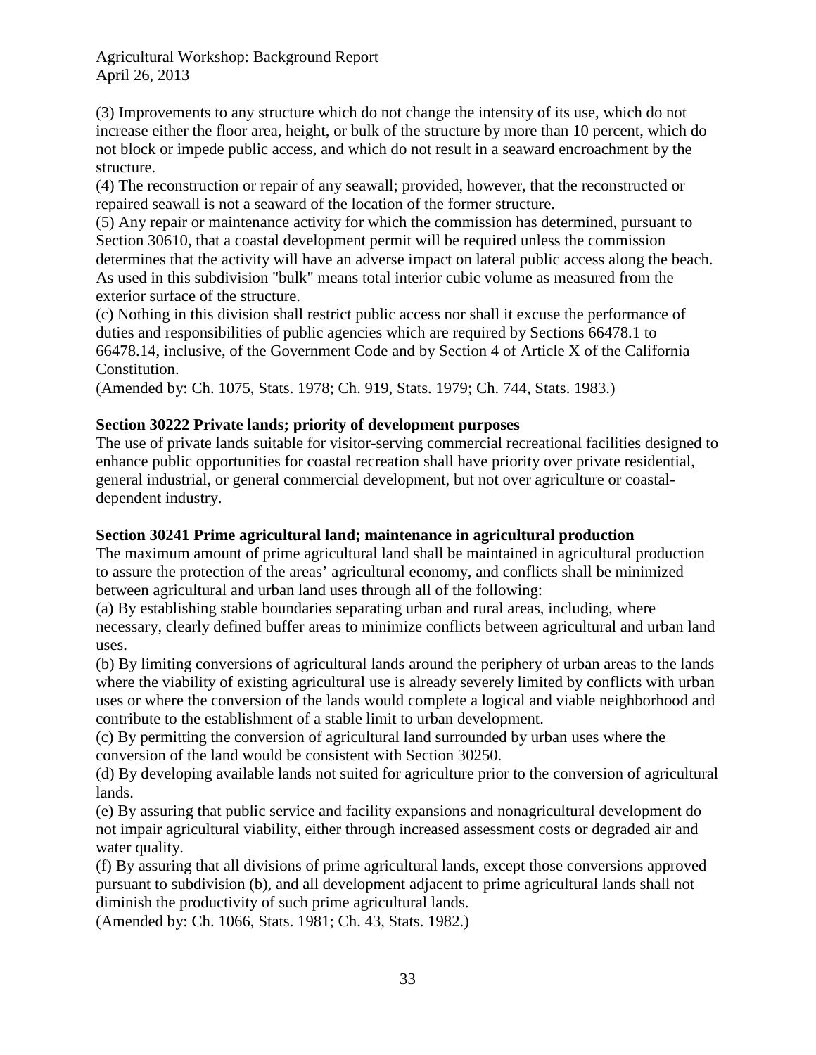(3) Improvements to any structure which do not change the intensity of its use, which do not increase either the floor area, height, or bulk of the structure by more than 10 percent, which do not block or impede public access, and which do not result in a seaward encroachment by the structure.

(4) The reconstruction or repair of any seawall; provided, however, that the reconstructed or repaired seawall is not a seaward of the location of the former structure.

(5) Any repair or maintenance activity for which the commission has determined, pursuant to Section 30610, that a coastal development permit will be required unless the commission determines that the activity will have an adverse impact on lateral public access along the beach. As used in this subdivision "bulk" means total interior cubic volume as measured from the exterior surface of the structure.

(c) Nothing in this division shall restrict public access nor shall it excuse the performance of duties and responsibilities of public agencies which are required by Sections 66478.1 to 66478.14, inclusive, of the Government Code and by Section 4 of Article X of the California Constitution.

(Amended by: Ch. 1075, Stats. 1978; Ch. 919, Stats. 1979; Ch. 744, Stats. 1983.)

**Section 30222 Private lands; priority of development purposes**

The use of private lands suitable for visitor-serving commercial recreational facilities designed to enhance public opportunities for coastal recreation shall have priority over private residential, general industrial, or general commercial development, but not over agriculture or coastal-dependent industry.

**Section 30241 Prime agricultural land; maintenance in agricultural production**

The maximum amount of prime agricultural land shall be maintained in agricultural production to assure the protection of the areas' agricultural economy, and conflicts shall be minimized between agricultural and urban land uses through all of the following:

(a) By establishing stable boundaries separating urban and rural areas, including, where necessary, clearly defined buffer areas to minimize conflicts between agricultural and urban land uses.

(b) By limiting conversions of agricultural lands around the periphery of urban areas to the lands where the viability of existing agricultural use is already severely limited by conflicts with urban uses or where the conversion of the lands would complete a logical and viable neighborhood and contribute to the establishment of a stable limit to urban development.

(c) By permitting the conversion of agricultural land surrounded by urban uses where the conversion of the land would be consistent with Section 30250.

(d) By developing available lands not suited for agriculture prior to the conversion of agricultural lands.

(e) By assuring that public service and facility expansions and nonagricultural development do not impair agricultural viability, either through increased assessment costs or degraded air and water quality.

(f) By assuring that all divisions of prime agricultural lands, except those conversions approved pursuant to subdivision (b), and all development adjacent to prime agricultural lands shall not diminish the productivity of such prime agricultural lands.

(Amended by: Ch. 1066, Stats. 1981; Ch. 43, Stats. 1982.)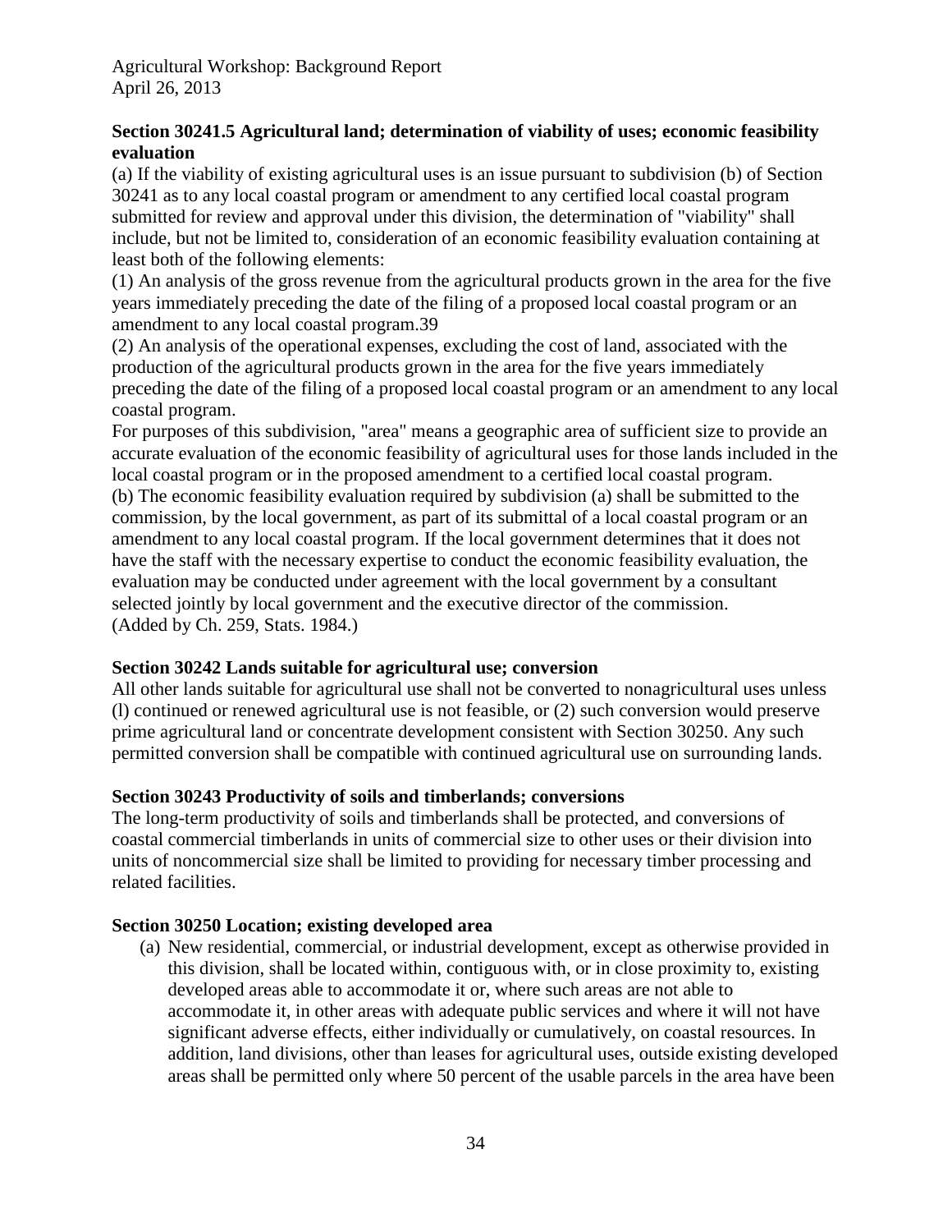### Section 30241.5 Agricultural land; determination of viability of uses; economic feasibility evaluation

(a) If the viability of existing agricultural uses is an issue pursuant to subdivision (b) of Section 30241 as to any local coastal program or amendment to any certified local coastal program submitted for review and approval under this division, the determination of "viability" shall include, but not be limited to, consideration of an economic feasibility evaluation containing at least both of the following elements:

(1) An analysis of the gross revenue from the agricultural products grown in the area for the five years immediately preceding the date of the filing of a proposed local coastal program or an amendment to any local coastal program.[39]

(2) An analysis of the operational expenses, excluding the cost of land, associated with the production of the agricultural products grown in the area for the five years immediately preceding the date of the filing of a proposed local coastal program or an amendment to any local coastal program.

For purposes of this subdivision, "area" means a geographic area of sufficient size to provide an accurate evaluation of the economic feasibility of agricultural uses for those lands included in the local coastal program or in the proposed amendment to a certified local coastal program.

(b) The economic feasibility evaluation required by subdivision (a) shall be submitted to the commission, by the local government, as part of its submittal of a local coastal program or an amendment to any local coastal program. If the local government determines that it does not have the staff with the necessary expertise to conduct the economic feasibility evaluation, the evaluation may be conducted under agreement with the local government by a consultant selected jointly by local government and the executive director of the commission.

(Added by Ch. 259, Stats. 1984.)

### Section 30242 Lands suitable for agricultural use; conversion

All other lands suitable for agricultural use shall not be converted to nonagricultural uses unless (l) continued or renewed agricultural use is not feasible, or (2) such conversion would preserve prime agricultural land or concentrate development consistent with Section 30250. Any such permitted conversion shall be compatible with continued agricultural use on surrounding lands.

### Section 30243 Productivity of soils and timberlands; conversions

The long-term productivity of soils and timberlands shall be protected, and conversions of coastal commercial timberlands in units of commercial size to other uses or their division into units of noncommercial size shall be limited to providing for necessary timber processing and related facilities.

### Section 30250 Location; existing developed area

(a) New residential, commercial, or industrial development, except as otherwise provided in this division, shall be located within, contiguous with, or in close proximity to, existing developed areas able to accommodate it or, where such areas are not able to accommodate it, in other areas with adequate public services and where it will not have significant adverse effects, either individually or cumulatively, on coastal resources. In addition, land divisions, other than leases for agricultural uses, outside existing developed areas shall be permitted only where 50 percent of the usable parcels in the area have been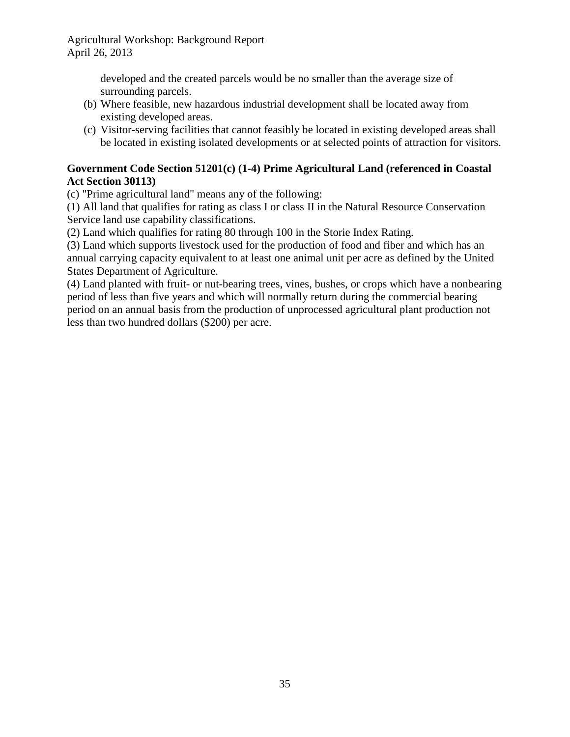developed and the created parcels would be no smaller than the average size of surrounding parcels.

(b) Where feasible, new hazardous industrial development shall be located away from existing developed areas.

(c) Visitor-serving facilities that cannot feasibly be located in existing developed areas shall be located in existing isolated developments or at selected points of attraction for visitors.

**Government Code Section 51201(c) (1-4) Prime Agricultural Land (referenced in Coastal Act Section 30113)**

(c) "Prime agricultural land" means any of the following:

(1) All land that qualifies for rating as class I or class II in the Natural Resource Conservation Service land use capability classifications.

(2) Land which qualifies for rating 80 through 100 in the Storie Index Rating.

(3) Land which supports livestock used for the production of food and fiber and which has an annual carrying capacity equivalent to at least one animal unit per acre as defined by the United States Department of Agriculture.

(4) Land planted with fruit- or nut-bearing trees, vines, bushes, or crops which have a nonbearing period of less than five years and which will normally return during the commercial bearing period on an annual basis from the production of unprocessed agricultural plant production not less than two hundred dollars ($200) per acre.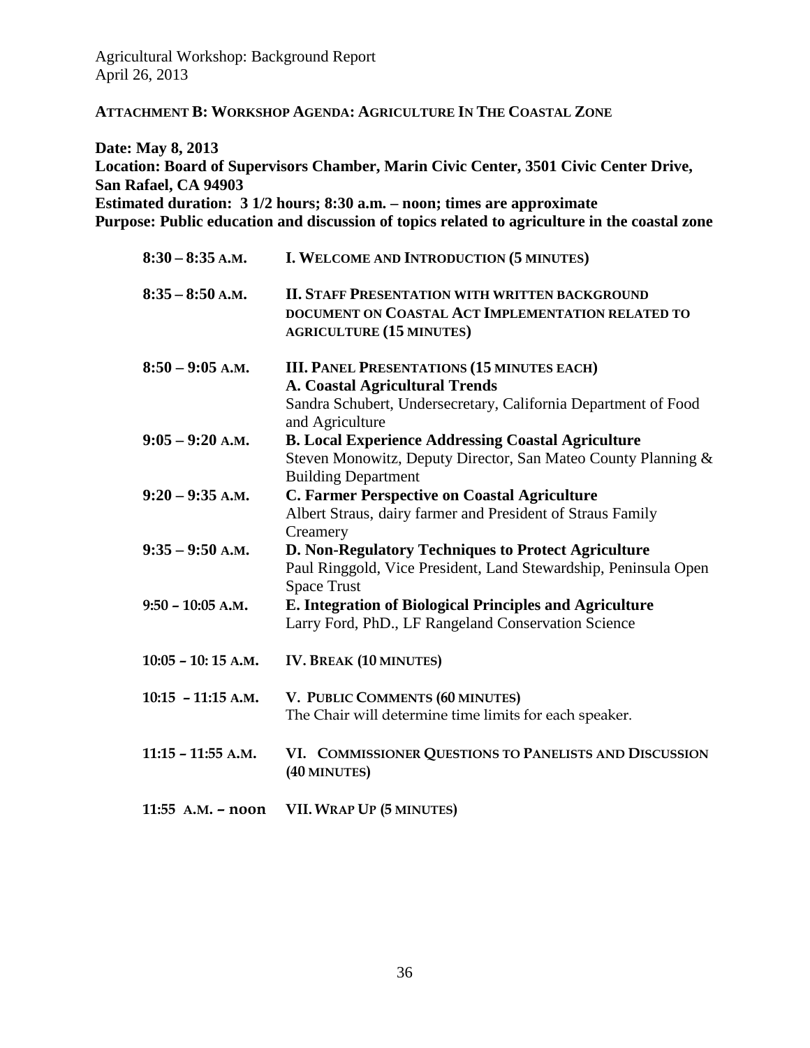**ATTACHMENT B: WORKSHOP AGENDA: AGRICULTURE IN THE COASTAL ZONE**

**Date: May 8, 2013**
**Location: Board of Supervisors Chamber, Marin Civic Center, 3501 Civic Center Drive, San Rafael, CA 94903**
**Estimated duration: 3 1/2 hours; 8:30 a.m. – noon; times are approximate**
**Purpose: Public education and discussion of topics related to agriculture in the coastal zone**

| | |
|---|---|
| **8:30 – 8:35 A.M.** | **I. WELCOME AND INTRODUCTION (5 MINUTES)** |
| **8:35 – 8:50 A.M.** | **II. STAFF PRESENTATION WITH WRITTEN BACKGROUND DOCUMENT ON COASTAL ACT IMPLEMENTATION RELATED TO AGRICULTURE (15 MINUTES)** |
| **8:50 – 9:05 A.M.** | **III. PANEL PRESENTATIONS (15 MINUTES EACH)**<br>**A. Coastal Agricultural Trends**<br>Sandra Schubert, Undersecretary, California Department of Food and Agriculture |
| **9:05 – 9:20 A.M.** | **B. Local Experience Addressing Coastal Agriculture**<br>Steven Monowitz, Deputy Director, San Mateo County Planning & Building Department |
| **9:20 – 9:35 A.M.** | **C. Farmer Perspective on Coastal Agriculture**<br>Albert Straus, dairy farmer and President of Straus Family Creamery |
| **9:35 – 9:50 A.M.** | **D. Non-Regulatory Techniques to Protect Agriculture**<br>Paul Ringgold, Vice President, Land Stewardship, Peninsula Open Space Trust |
| **9:50 – 10:05 A.M.** | **E. Integration of Biological Principles and Agriculture**<br>Larry Ford, PhD., LF Rangeland Conservation Science |
| **10:05 – 10: 15 A.M.** | **IV. BREAK (10 MINUTES)** |
| **10:15 – 11:15 A.M.** | **V. PUBLIC COMMENTS (60 MINUTES)**<br>The Chair will determine time limits for each speaker. |
| **11:15 – 11:55 A.M.** | **VI. COMMISSIONER QUESTIONS TO PANELISTS AND DISCUSSION (40 MINUTES)** |
| **11:55 A.M. – noon** | **VII. WRAP UP (5 MINUTES)** |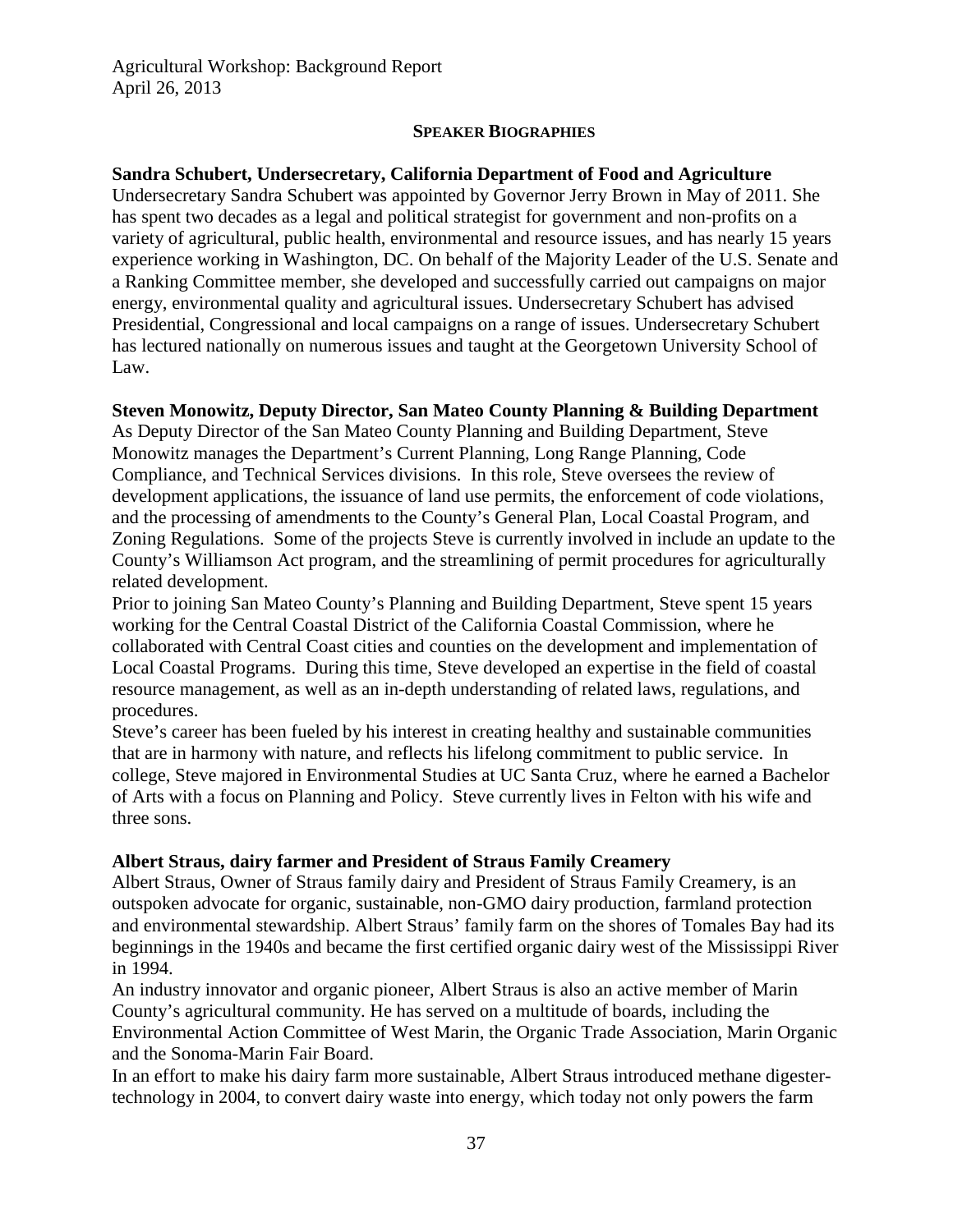## SPEAKER BIOGRAPHIES

**Sandra Schubert, Undersecretary, California Department of Food and Agriculture**

Undersecretary Sandra Schubert was appointed by Governor Jerry Brown in May of 2011. She has spent two decades as a legal and political strategist for government and non-profits on a variety of agricultural, public health, environmental and resource issues, and has nearly 15 years experience working in Washington, DC. On behalf of the Majority Leader of the U.S. Senate and a Ranking Committee member, she developed and successfully carried out campaigns on major energy, environmental quality and agricultural issues. Undersecretary Schubert has advised Presidential, Congressional and local campaigns on a range of issues. Undersecretary Schubert has lectured nationally on numerous issues and taught at the Georgetown University School of Law.

**Steven Monowitz, Deputy Director, San Mateo County Planning & Building Department**

As Deputy Director of the San Mateo County Planning and Building Department, Steve Monowitz manages the Department's Current Planning, Long Range Planning, Code Compliance, and Technical Services divisions. In this role, Steve oversees the review of development applications, the issuance of land use permits, the enforcement of code violations, and the processing of amendments to the County's General Plan, Local Coastal Program, and Zoning Regulations. Some of the projects Steve is currently involved in include an update to the County's Williamson Act program, and the streamlining of permit procedures for agriculturally related development.

Prior to joining San Mateo County's Planning and Building Department, Steve spent 15 years working for the Central Coastal District of the California Coastal Commission, where he collaborated with Central Coast cities and counties on the development and implementation of Local Coastal Programs. During this time, Steve developed an expertise in the field of coastal resource management, as well as an in-depth understanding of related laws, regulations, and procedures.

Steve's career has been fueled by his interest in creating healthy and sustainable communities that are in harmony with nature, and reflects his lifelong commitment to public service. In college, Steve majored in Environmental Studies at UC Santa Cruz, where he earned a Bachelor of Arts with a focus on Planning and Policy. Steve currently lives in Felton with his wife and three sons.

**Albert Straus, dairy farmer and President of Straus Family Creamery**

Albert Straus, Owner of Straus family dairy and President of Straus Family Creamery, is an outspoken advocate for organic, sustainable, non-GMO dairy production, farmland protection and environmental stewardship. Albert Straus' family farm on the shores of Tomales Bay had its beginnings in the 1940s and became the first certified organic dairy west of the Mississippi River in 1994.

An industry innovator and organic pioneer, Albert Straus is also an active member of Marin County's agricultural community. He has served on a multitude of boards, including the Environmental Action Committee of West Marin, the Organic Trade Association, Marin Organic and the Sonoma-Marin Fair Board.

In an effort to make his dairy farm more sustainable, Albert Straus introduced methane digester-technology in 2004, to convert dairy waste into energy, which today not only powers the farm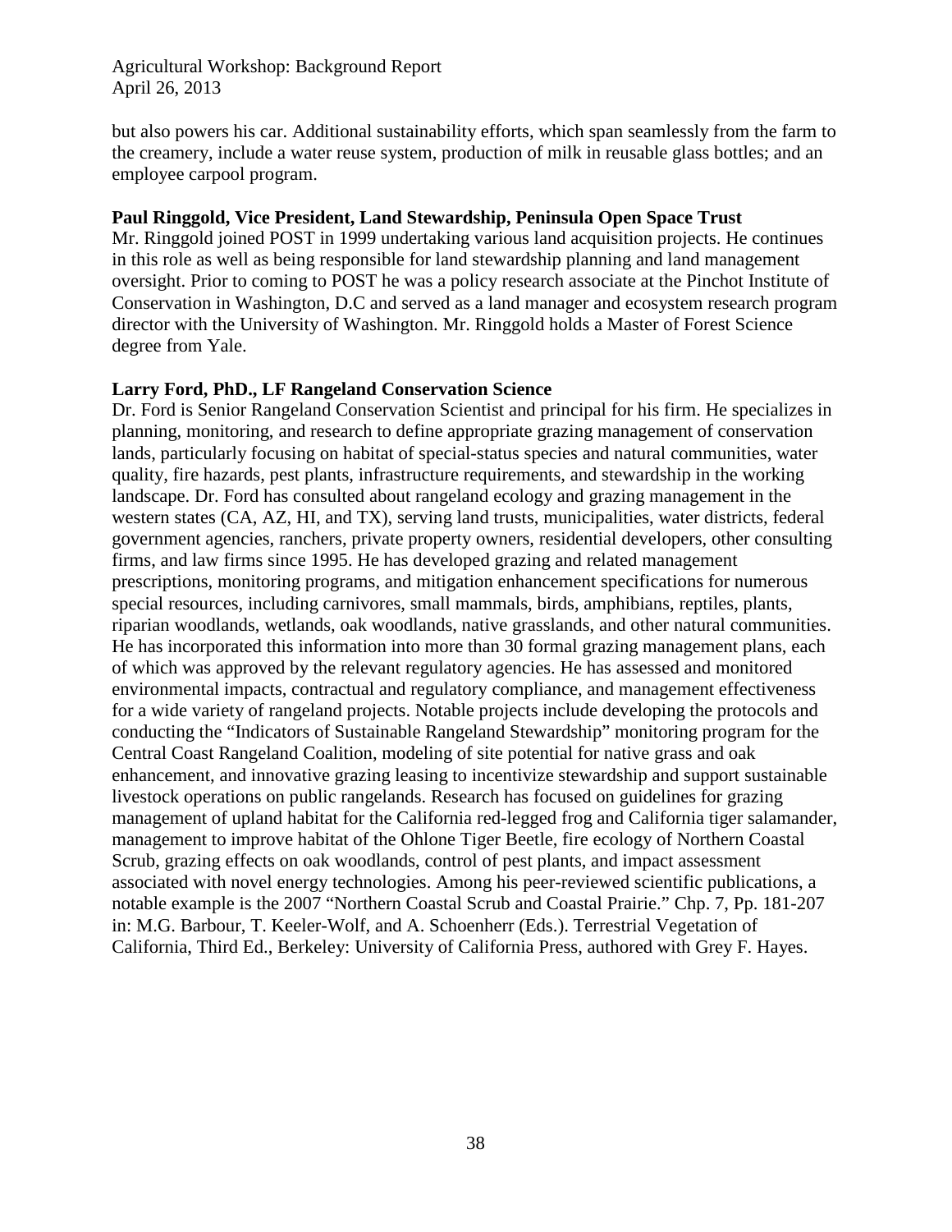but also powers his car. Additional sustainability efforts, which span seamlessly from the farm to the creamery, include a water reuse system, production of milk in reusable glass bottles; and an employee carpool program.

**Paul Ringgold, Vice President, Land Stewardship, Peninsula Open Space Trust**
Mr. Ringgold joined POST in 1999 undertaking various land acquisition projects. He continues in this role as well as being responsible for land stewardship planning and land management oversight. Prior to coming to POST he was a policy research associate at the Pinchot Institute of Conservation in Washington, D.C and served as a land manager and ecosystem research program director with the University of Washington. Mr. Ringgold holds a Master of Forest Science degree from Yale.

**Larry Ford, PhD., LF Rangeland Conservation Science**
Dr. Ford is Senior Rangeland Conservation Scientist and principal for his firm. He specializes in planning, monitoring, and research to define appropriate grazing management of conservation lands, particularly focusing on habitat of special-status species and natural communities, water quality, fire hazards, pest plants, infrastructure requirements, and stewardship in the working landscape. Dr. Ford has consulted about rangeland ecology and grazing management in the western states (CA, AZ, HI, and TX), serving land trusts, municipalities, water districts, federal government agencies, ranchers, private property owners, residential developers, other consulting firms, and law firms since 1995. He has developed grazing and related management prescriptions, monitoring programs, and mitigation enhancement specifications for numerous special resources, including carnivores, small mammals, birds, amphibians, reptiles, plants, riparian woodlands, wetlands, oak woodlands, native grasslands, and other natural communities. He has incorporated this information into more than 30 formal grazing management plans, each of which was approved by the relevant regulatory agencies. He has assessed and monitored environmental impacts, contractual and regulatory compliance, and management effectiveness for a wide variety of rangeland projects. Notable projects include developing the protocols and conducting the "Indicators of Sustainable Rangeland Stewardship" monitoring program for the Central Coast Rangeland Coalition, modeling of site potential for native grass and oak enhancement, and innovative grazing leasing to incentivize stewardship and support sustainable livestock operations on public rangelands. Research has focused on guidelines for grazing management of upland habitat for the California red-legged frog and California tiger salamander, management to improve habitat of the Ohlone Tiger Beetle, fire ecology of Northern Coastal Scrub, grazing effects on oak woodlands, control of pest plants, and impact assessment associated with novel energy technologies. Among his peer-reviewed scientific publications, a notable example is the 2007 "Northern Coastal Scrub and Coastal Prairie." Chp. 7, Pp. 181-207 in: M.G. Barbour, T. Keeler-Wolf, and A. Schoenherr (Eds.). Terrestrial Vegetation of California, Third Ed., Berkeley: University of California Press, authored with Grey F. Hayes.